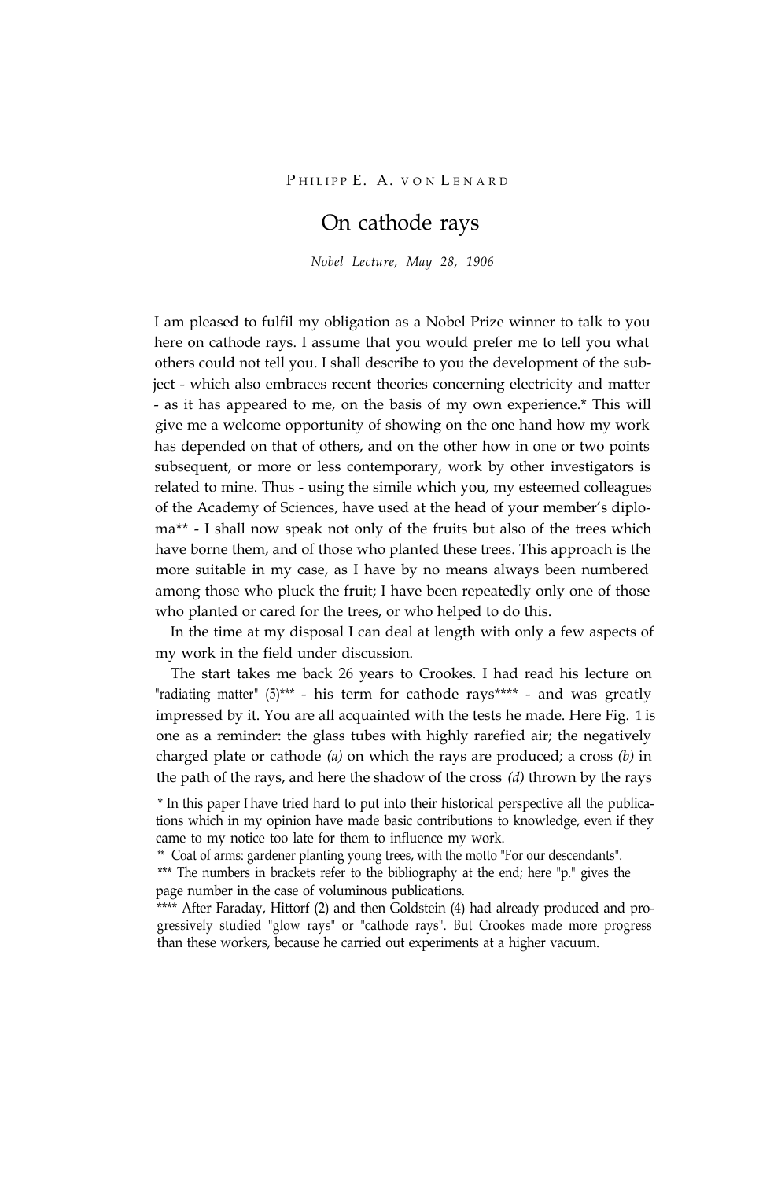PHILIPP E. A. VON LENARD

# On cathode rays

*Nobel Lecture, May 28, 1906*

I am pleased to fulfil my obligation as a Nobel Prize winner to talk to you here on cathode rays. I assume that you would prefer me to tell you what others could not tell you. I shall describe to you the development of the subject - which also embraces recent theories concerning electricity and matter - as it has appeared to me, on the basis of my own experience.* This will give me a welcome opportunity of showing on the one hand how my work has depended on that of others, and on the other how in one or two points subsequent, or more or less contemporary, work by other investigators is related to mine. Thus - using the simile which you, my esteemed colleagues of the Academy of Sciences, have used at the head of your member's diploma** - I shall now speak not only of the fruits but also of the trees which have borne them, and of those who planted these trees. This approach is the more suitable in my case, as I have by no means always been numbered among those who pluck the fruit; I have been repeatedly only one of those who planted or cared for the trees, or who helped to do this.

In the time at my disposal I can deal at length with only a few aspects of my work in the field under discussion.

The start takes me back 26 years to Crookes. I had read his lecture on "radiating matter" (5)*** - his term for cathode rays**** - and was greatly impressed by it. You are all acquainted with the tests he made. Here Fig. 1 is one as a reminder: the glass tubes with highly rarefied air; the negatively charged plate or cathode *(a)* on which the rays are produced; a cross *(b)* in the path of the rays, and here the shadow of the cross *(d)* thrown by the rays

\* In this paper I have tried hard to put into their historical perspective all the publications which in my opinion have made basic contributions to knowledge, even if they came to my notice too late for them to influence my work.

\** Coat of arms: gardener planting young trees, with the motto "For our descendants".

\*** The numbers in brackets refer to the bibliography at the end; here "p." gives the page number in the case of voluminous publications.

\**** After Faraday, Hittorf (2) and then Goldstein (4) had already produced and progressively studied "glow rays" or "cathode rays". But Crookes made more progress than these workers, because he carried out experiments at a higher vacuum.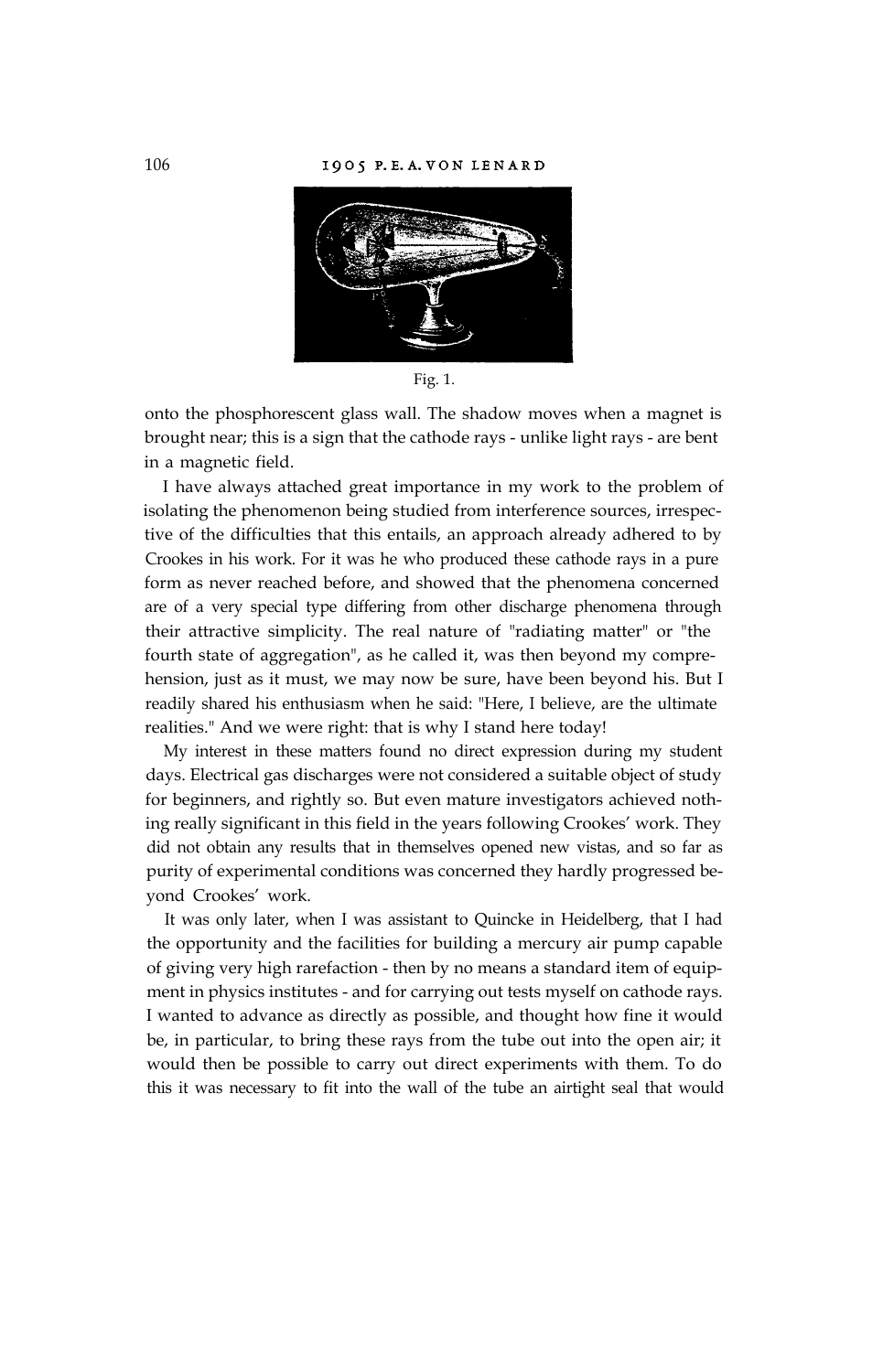Fig. 1.

onto the phosphorescent glass wall. The shadow moves when a magnet is brought near; this is a sign that the cathode rays - unlike light rays - are bent in a magnetic field.

I have always attached great importance in my work to the problem of isolating the phenomenon being studied from interference sources, irrespective of the difficulties that this entails, an approach already adhered to by Crookes in his work. For it was he who produced these cathode rays in a pure form as never reached before, and showed that the phenomena concerned are of a very special type differing from other discharge phenomena through their attractive simplicity. The real nature of "radiating matter" or "the fourth state of aggregation", as he called it, was then beyond my comprehension, just as it must, we may now be sure, have been beyond his. But I readily shared his enthusiasm when he said: "Here, I believe, are the ultimate realities." And we were right: that is why I stand here today!

My interest in these matters found no direct expression during my student days. Electrical gas discharges were not considered a suitable object of study for beginners, and rightly so. But even mature investigators achieved nothing really significant in this field in the years following Crookes' work. They did not obtain any results that in themselves opened new vistas, and so far as purity of experimental conditions was concerned they hardly progressed beyond Crookes' work.

It was only later, when I was assistant to Quincke in Heidelberg, that I had the opportunity and the facilities for building a mercury air pump capable of giving very high rarefaction - then by no means a standard item of equipment in physics institutes - and for carrying out tests myself on cathode rays. I wanted to advance as directly as possible, and thought how fine it would be, in particular, to bring these rays from the tube out into the open air; it would then be possible to carry out direct experiments with them. To do this it was necessary to fit into the wall of the tube an airtight seal that would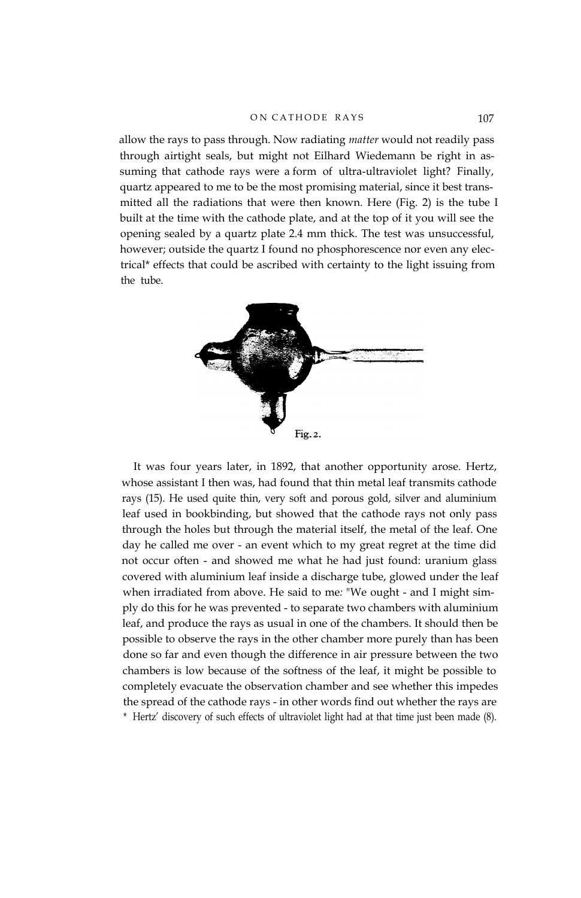allow the rays to pass through. Now radiating *matter* would not readily pass through airtight seals, but might not Eilhard Wiedemann be right in assuming that cathode rays were a form of ultra-ultraviolet light? Finally, quartz appeared to me to be the most promising material, since it best transmitted all the radiations that were then known. Here (Fig. 2) is the tube I built at the time with the cathode plate, and at the top of it you will see the opening sealed by a quartz plate 2.4 mm thick. The test was unsuccessful, however; outside the quartz I found no phosphorescence nor even any electrical* effects that could be ascribed with certainty to the light issuing from the tube.

Fig. 2.

It was four years later, in 1892, that another opportunity arose. Hertz, whose assistant I then was, had found that thin metal leaf transmits cathode rays (15). He used quite thin, very soft and porous gold, silver and aluminium leaf used in bookbinding, but showed that the cathode rays not only pass through the holes but through the material itself, the metal of the leaf. One day he called me over - an event which to my great regret at the time did not occur often - and showed me what he had just found: uranium glass covered with aluminium leaf inside a discharge tube, glowed under the leaf when irradiated from above. He said to me: "We ought - and I might simply do this for he was prevented - to separate two chambers with aluminium leaf, and produce the rays as usual in one of the chambers. It should then be possible to observe the rays in the other chamber more purely than has been done so far and even though the difference in air pressure between the two chambers is low because of the softness of the leaf, it might be possible to completely evacuate the observation chamber and see whether this impedes the spread of the cathode rays - in other words find out whether the rays are

\* Hertz' discovery of such effects of ultraviolet light had at that time just been made (8).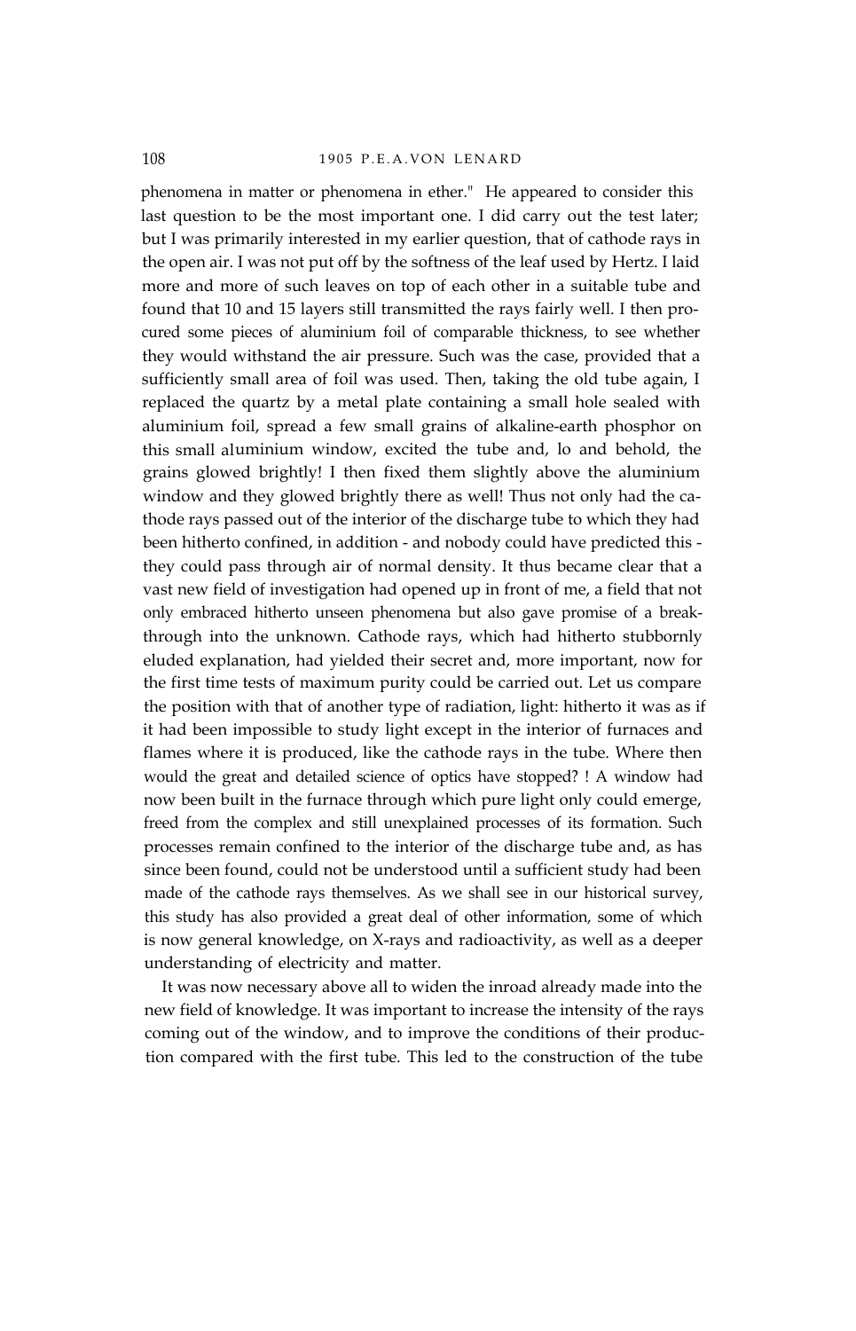phenomena in matter or phenomena in ether." He appeared to consider this last question to be the most important one. I did carry out the test later; but I was primarily interested in my earlier question, that of cathode rays in the open air. I was not put off by the softness of the leaf used by Hertz. I laid more and more of such leaves on top of each other in a suitable tube and found that 10 and 15 layers still transmitted the rays fairly well. I then procured some pieces of aluminium foil of comparable thickness, to see whether they would withstand the air pressure. Such was the case, provided that a sufficiently small area of foil was used. Then, taking the old tube again, I replaced the quartz by a metal plate containing a small hole sealed with aluminium foil, spread a few small grains of alkaline-earth phosphor on this small aluminium window, excited the tube and, lo and behold, the grains glowed brightly! I then fixed them slightly above the aluminium window and they glowed brightly there as well! Thus not only had the cathode rays passed out of the interior of the discharge tube to which they had been hitherto confined, in addition - and nobody could have predicted this - they could pass through air of normal density. It thus became clear that a vast new field of investigation had opened up in front of me, a field that not only embraced hitherto unseen phenomena but also gave promise of a breakthrough into the unknown. Cathode rays, which had hitherto stubbornly eluded explanation, had yielded their secret and, more important, now for the first time tests of maximum purity could be carried out. Let us compare the position with that of another type of radiation, light: hitherto it was as if it had been impossible to study light except in the interior of furnaces and flames where it is produced, like the cathode rays in the tube. Where then would the great and detailed science of optics have stopped? ! A window had now been built in the furnace through which pure light only could emerge, freed from the complex and still unexplained processes of its formation. Such processes remain confined to the interior of the discharge tube and, as has since been found, could not be understood until a sufficient study had been made of the cathode rays themselves. As we shall see in our historical survey, this study has also provided a great deal of other information, some of which is now general knowledge, on X-rays and radioactivity, as well as a deeper understanding of electricity and matter.

It was now necessary above all to widen the inroad already made into the new field of knowledge. It was important to increase the intensity of the rays coming out of the window, and to improve the conditions of their production compared with the first tube. This led to the construction of the tube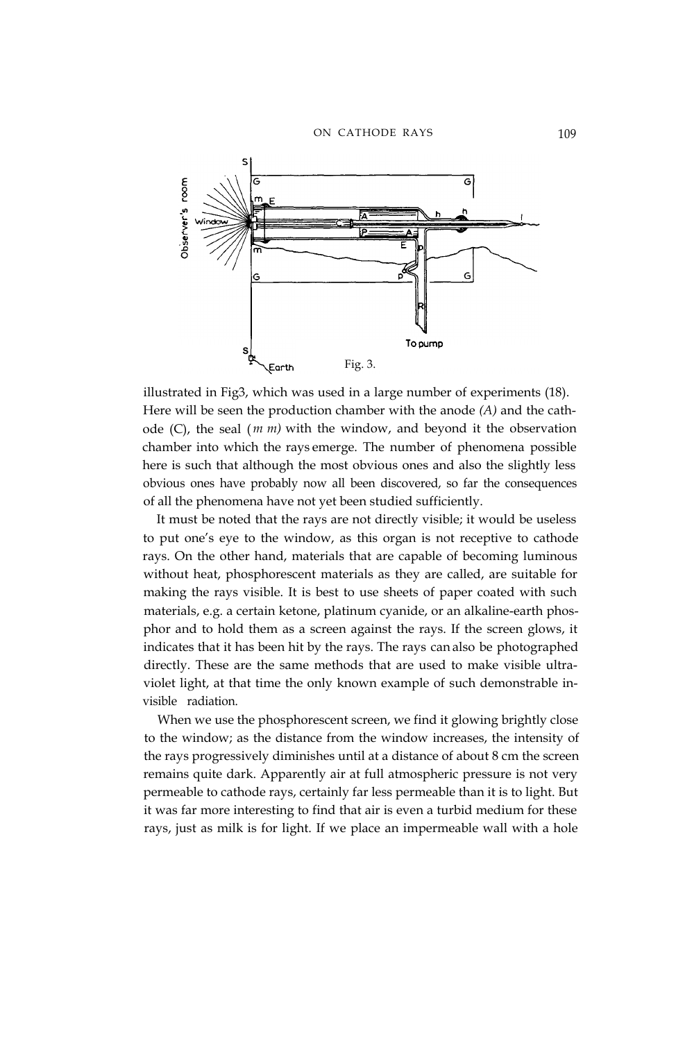Fig. 3.

illustrated in Fig3, which was used in a large number of experiments (18). Here will be seen the production chamber with the anode *(A)* and the cathode (C), the seal (*m m)* with the window, and beyond it the observation chamber into which the rays emerge. The number of phenomena possible here is such that although the most obvious ones and also the slightly less obvious ones have probably now all been discovered, so far the consequences of all the phenomena have not yet been studied sufficiently.

It must be noted that the rays are not directly visible; it would be useless to put one's eye to the window, as this organ is not receptive to cathode rays. On the other hand, materials that are capable of becoming luminous without heat, phosphorescent materials as they are called, are suitable for making the rays visible. It is best to use sheets of paper coated with such materials, e.g. a certain ketone, platinum cyanide, or an alkaline-earth phosphor and to hold them as a screen against the rays. If the screen glows, it indicates that it has been hit by the rays. The rays can also be photographed directly. These are the same methods that are used to make visible ultraviolet light, at that time the only known example of such demonstrable invisible radiation.

When we use the phosphorescent screen, we find it glowing brightly close to the window; as the distance from the window increases, the intensity of the rays progressively diminishes until at a distance of about 8 cm the screen remains quite dark. Apparently air at full atmospheric pressure is not very permeable to cathode rays, certainly far less permeable than it is to light. But it was far more interesting to find that air is even a turbid medium for these rays, just as milk is for light. If we place an impermeable wall with a hole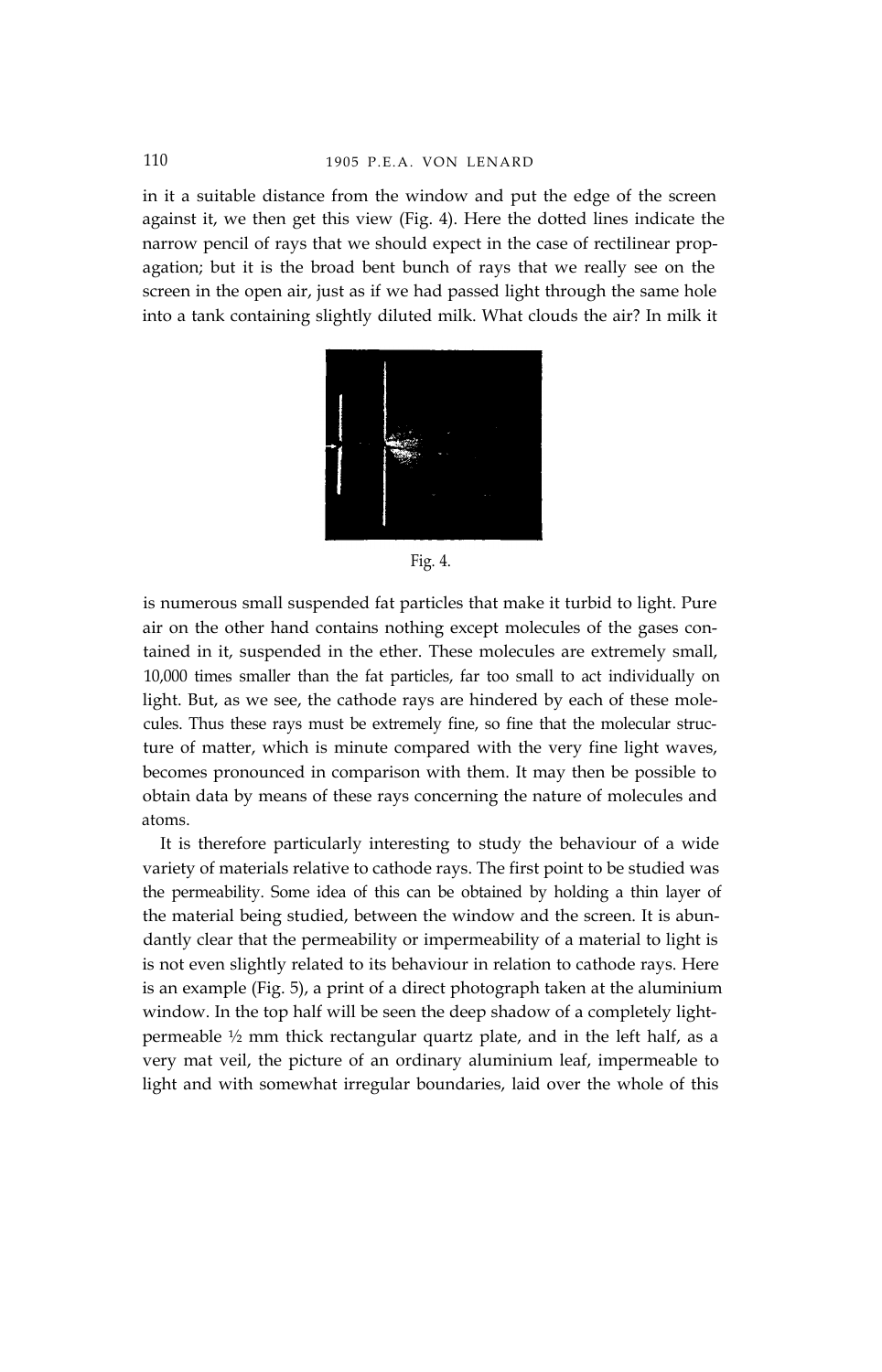in it a suitable distance from the window and put the edge of the screen against it, we then get this view (Fig. 4). Here the dotted lines indicate the narrow pencil of rays that we should expect in the case of rectilinear propagation; but it is the broad bent bunch of rays that we really see on the screen in the open air, just as if we had passed light through the same hole into a tank containing slightly diluted milk. What clouds the air? In milk it

Fig. 4.

is numerous small suspended fat particles that make it turbid to light. Pure air on the other hand contains nothing except molecules of the gases contained in it, suspended in the ether. These molecules are extremely small, 10,000 times smaller than the fat particles, far too small to act individually on light. But, as we see, the cathode rays are hindered by each of these molecules. Thus these rays must be extremely fine, so fine that the molecular structure of matter, which is minute compared with the very fine light waves, becomes pronounced in comparison with them. It may then be possible to obtain data by means of these rays concerning the nature of molecules and atoms.

It is therefore particularly interesting to study the behaviour of a wide variety of materials relative to cathode rays. The first point to be studied was the permeability. Some idea of this can be obtained by holding a thin layer of the material being studied, between the window and the screen. It is abundantly clear that the permeability or impermeability of a material to light is is not even slightly related to its behaviour in relation to cathode rays. Here is an example (Fig. 5), a print of a direct photograph taken at the aluminium window. In the top half will be seen the deep shadow of a completely light-permeable ½ mm thick rectangular quartz plate, and in the left half, as a very mat veil, the picture of an ordinary aluminium leaf, impermeable to light and with somewhat irregular boundaries, laid over the whole of this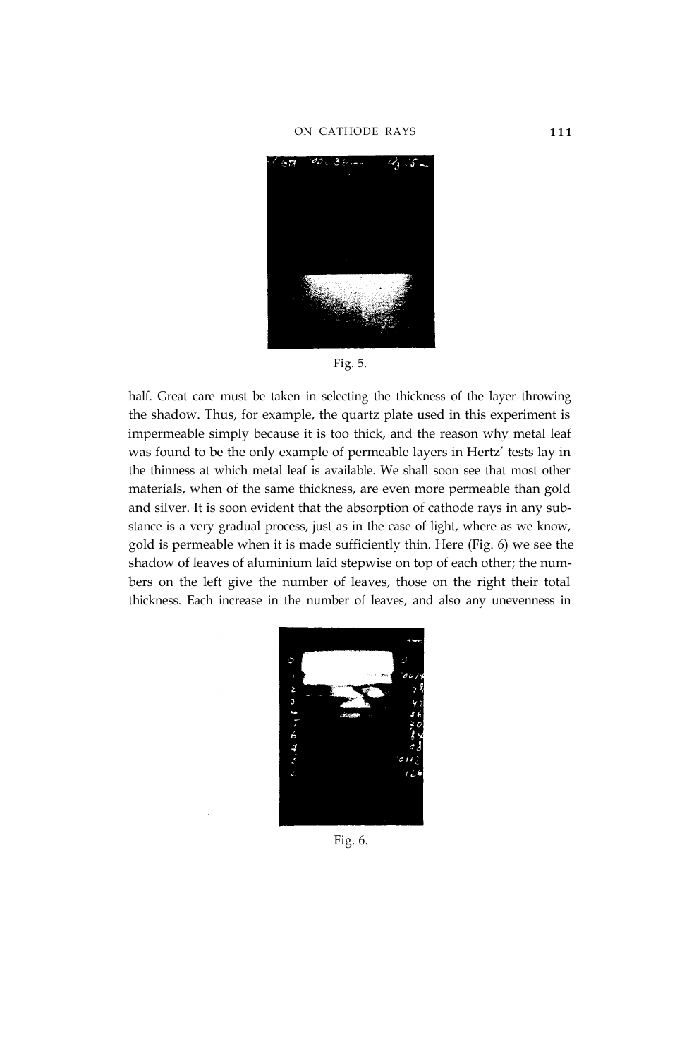Fig. 5.

half. Great care must be taken in selecting the thickness of the layer throwing the shadow. Thus, for example, the quartz plate used in this experiment is impermeable simply because it is too thick, and the reason why metal leaf was found to be the only example of permeable layers in Hertz' tests lay in the thinness at which metal leaf is available. We shall soon see that most other materials, when of the same thickness, are even more permeable than gold and silver. It is soon evident that the absorption of cathode rays in any substance is a very gradual process, just as in the case of light, where as we know, gold is permeable when it is made sufficiently thin. Here (Fig. 6) we see the shadow of leaves of aluminium laid stepwise on top of each other; the numbers on the left give the number of leaves, those on the right their total thickness. Each increase in the number of leaves, and also any unevenness in

Fig. 6.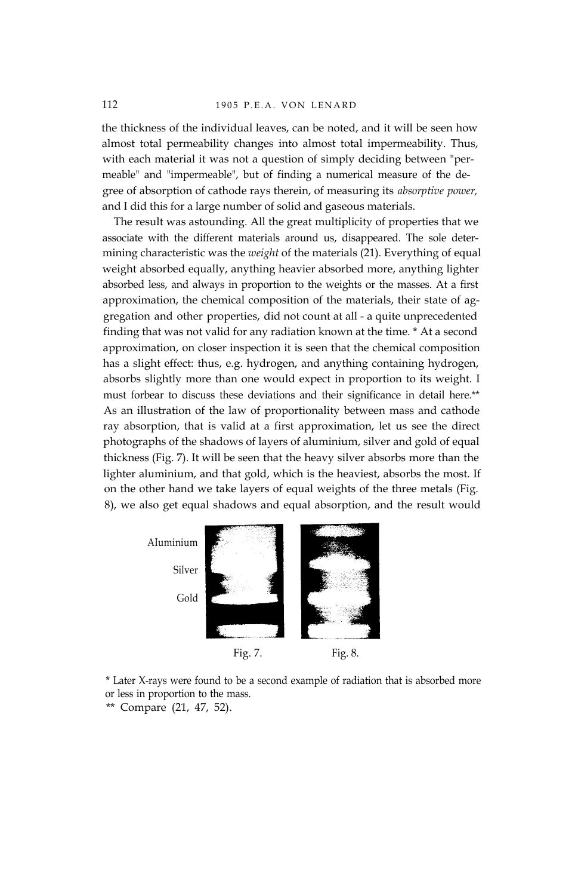the thickness of the individual leaves, can be noted, and it will be seen how almost total permeability changes into almost total impermeability. Thus, with each material it was not a question of simply deciding between "permeable" and "impermeable", but of finding a numerical measure of the degree of absorption of cathode rays therein, of measuring its *absorptive power,* and I did this for a large number of solid and gaseous materials.

The result was astounding. All the great multiplicity of properties that we associate with the different materials around us, disappeared. The sole determining characteristic was the *weight* of the materials (21). Everything of equal weight absorbed equally, anything heavier absorbed more, anything lighter absorbed less, and always in proportion to the weights or the masses. At a first approximation, the chemical composition of the materials, their state of aggregation and other properties, did not count at all - a quite unprecedented finding that was not valid for any radiation known at the time. * At a second approximation, on closer inspection it is seen that the chemical composition has a slight effect: thus, e.g. hydrogen, and anything containing hydrogen, absorbs slightly more than one would expect in proportion to its weight. I must forbear to discuss these deviations and their significance in detail here.** As an illustration of the law of proportionality between mass and cathode ray absorption, that is valid at a first approximation, let us see the direct photographs of the shadows of layers of aluminium, silver and gold of equal thickness (Fig. 7). It will be seen that the heavy silver absorbs more than the lighter aluminium, and that gold, which is the heaviest, absorbs the most. If on the other hand we take layers of equal weights of the three metals (Fig. 8), we also get equal shadows and equal absorption, and the result would

Aluminium

Silver

Gold

Fig. 7. Fig. 8.

\* Later X-rays were found to be a second example of radiation that is absorbed more or less in proportion to the mass.

\*\* Compare (21, 47, 52).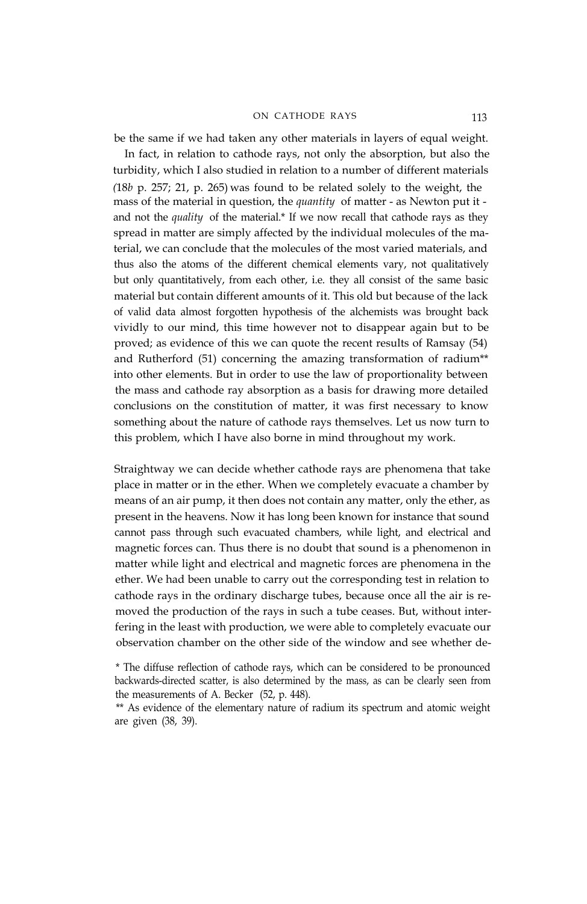be the same if we had taken any other materials in layers of equal weight.

In fact, in relation to cathode rays, not only the absorption, but also the turbidity, which I also studied in relation to a number of different materials (18*b* p. 257; 21, p. 265) was found to be related solely to the weight, the mass of the material in question, the *quantity* of matter - as Newton put it - and not the *quality* of the material.* If we now recall that cathode rays as they spread in matter are simply affected by the individual molecules of the material, we can conclude that the molecules of the most varied materials, and thus also the atoms of the different chemical elements vary, not qualitatively but only quantitatively, from each other, i.e. they all consist of the same basic material but contain different amounts of it. This old but because of the lack of valid data almost forgotten hypothesis of the alchemists was brought back vividly to our mind, this time however not to disappear again but to be proved; as evidence of this we can quote the recent results of Ramsay (54) and Rutherford (51) concerning the amazing transformation of radium** into other elements. But in order to use the law of proportionality between the mass and cathode ray absorption as a basis for drawing more detailed conclusions on the constitution of matter, it was first necessary to know something about the nature of cathode rays themselves. Let us now turn to this problem, which I have also borne in mind throughout my work.

Straightway we can decide whether cathode rays are phenomena that take place in matter or in the ether. When we completely evacuate a chamber by means of an air pump, it then does not contain any matter, only the ether, as present in the heavens. Now it has long been known for instance that sound cannot pass through such evacuated chambers, while light, and electrical and magnetic forces can. Thus there is no doubt that sound is a phenomenon in matter while light and electrical and magnetic forces are phenomena in the ether. We had been unable to carry out the corresponding test in relation to cathode rays in the ordinary discharge tubes, because once all the air is removed the production of the rays in such a tube ceases. But, without interfering in the least with production, we were able to completely evacuate our observation chamber on the other side of the window and see whether de-

\* The diffuse reflection of cathode rays, which can be considered to be pronounced backwards-directed scatter, is also determined by the mass, as can be clearly seen from the measurements of A. Becker (52, p. 448).

\*\* As evidence of the elementary nature of radium its spectrum and atomic weight are given (38, 39).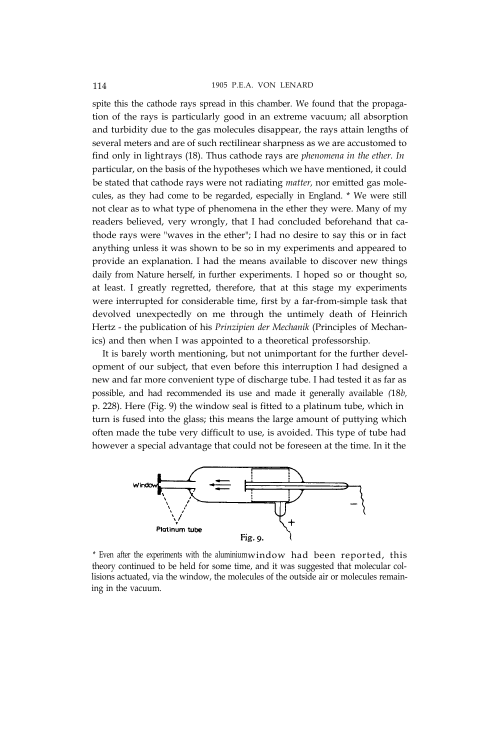spite this the cathode rays spread in this chamber. We found that the propagation of the rays is particularly good in an extreme vacuum; all absorption and turbidity due to the gas molecules disappear, the rays attain lengths of several meters and are of such rectilinear sharpness as we are accustomed to find only in light rays (18). Thus cathode rays are *phenomena in the ether. In* particular, on the basis of the hypotheses which we have mentioned, it could be stated that cathode rays were not radiating *matter,* nor emitted gas molecules, as they had come to be regarded, especially in England. * We were still not clear as to what type of phenomena in the ether they were. Many of my readers believed, very wrongly, that I had concluded beforehand that cathode rays were "waves in the ether"; I had no desire to say this or in fact anything unless it was shown to be so in my experiments and appeared to provide an explanation. I had the means available to discover new things daily from Nature herself, in further experiments. I hoped so or thought so, at least. I greatly regretted, therefore, that at this stage my experiments were interrupted for considerable time, first by a far-from-simple task that devolved unexpectedly on me through the untimely death of Heinrich Hertz - the publication of his *Prinzipien der Mechanik* (Principles of Mechanics) and then when I was appointed to a theoretical professorship.

It is barely worth mentioning, but not unimportant for the further development of our subject, that even before this interruption I had designed a new and far more convenient type of discharge tube. I had tested it as far as possible, and had recommended its use and made it generally available *(*18*b,* p. 228). Here (Fig. 9) the window seal is fitted to a platinum tube, which in turn is fused into the glass; this means the large amount of puttying which often made the tube very difficult to use, is avoided. This type of tube had however a special advantage that could not be foreseen at the time. In it the

Window

Platinum tube

+

−

Fig. 9.

* Even after the experiments with the aluminium window had been reported, this theory continued to be held for some time, and it was suggested that molecular collisions actuated, via the window, the molecules of the outside air or molecules remaining in the vacuum.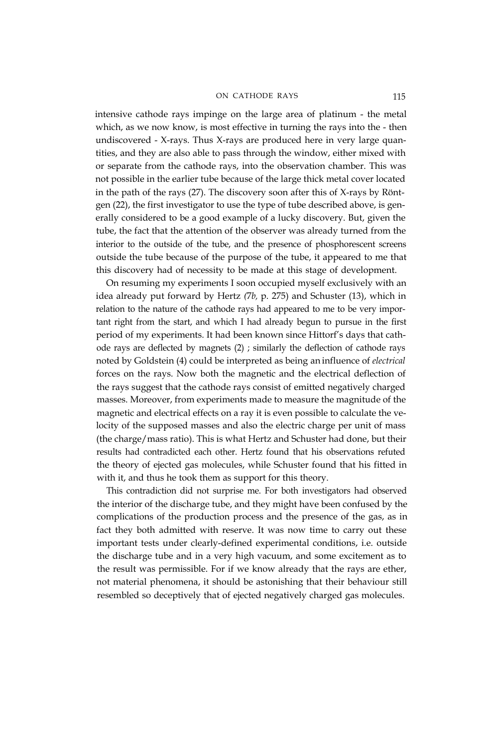intensive cathode rays impinge on the large area of platinum - the metal which, as we now know, is most effective in turning the rays into the - then undiscovered - X-rays. Thus X-rays are produced here in very large quantities, and they are also able to pass through the window, either mixed with or separate from the cathode rays, into the observation chamber. This was not possible in the earlier tube because of the large thick metal cover located in the path of the rays (27). The discovery soon after this of X-rays by Röntgen (22), the first investigator to use the type of tube described above, is generally considered to be a good example of a lucky discovery. But, given the tube, the fact that the attention of the observer was already turned from the interior to the outside of the tube, and the presence of phosphorescent screens outside the tube because of the purpose of the tube, it appeared to me that this discovery had of necessity to be made at this stage of development.

On resuming my experiments I soon occupied myself exclusively with an idea already put forward by Hertz (*7b,* p. 275) and Schuster (13), which in relation to the nature of the cathode rays had appeared to me to be very important right from the start, and which I had already begun to pursue in the first period of my experiments. It had been known since Hittorf's days that cathode rays are deflected by magnets (2) ; similarly the deflection of cathode rays noted by Goldstein (4) could be interpreted as being an influence of *electrical* forces on the rays. Now both the magnetic and the electrical deflection of the rays suggest that the cathode rays consist of emitted negatively charged masses. Moreover, from experiments made to measure the magnitude of the magnetic and electrical effects on a ray it is even possible to calculate the velocity of the supposed masses and also the electric charge per unit of mass (the charge/mass ratio). This is what Hertz and Schuster had done, but their results had contradicted each other. Hertz found that his observations refuted the theory of ejected gas molecules, while Schuster found that his fitted in with it, and thus he took them as support for this theory.

This contradiction did not surprise me. For both investigators had observed the interior of the discharge tube, and they might have been confused by the complications of the production process and the presence of the gas, as in fact they both admitted with reserve. It was now time to carry out these important tests under clearly-defined experimental conditions, i.e. outside the discharge tube and in a very high vacuum, and some excitement as to the result was permissible. For if we know already that the rays are ether, not material phenomena, it should be astonishing that their behaviour still resembled so deceptively that of ejected negatively charged gas molecules.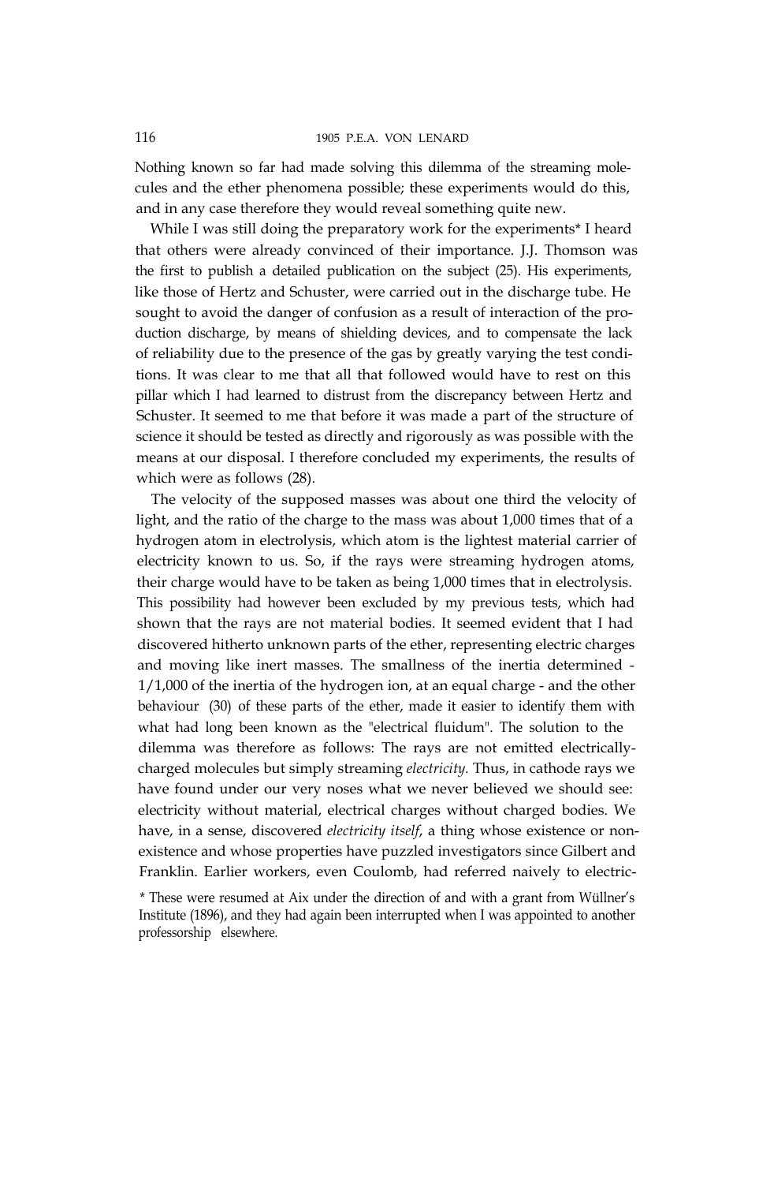Nothing known so far had made solving this dilemma of the streaming molecules and the ether phenomena possible; these experiments would do this, and in any case therefore they would reveal something quite new.

While I was still doing the preparatory work for the experiments* I heard that others were already convinced of their importance. J.J. Thomson was the first to publish a detailed publication on the subject (25). His experiments, like those of Hertz and Schuster, were carried out in the discharge tube. He sought to avoid the danger of confusion as a result of interaction of the production discharge, by means of shielding devices, and to compensate the lack of reliability due to the presence of the gas by greatly varying the test conditions. It was clear to me that all that followed would have to rest on this pillar which I had learned to distrust from the discrepancy between Hertz and Schuster. It seemed to me that before it was made a part of the structure of science it should be tested as directly and rigorously as was possible with the means at our disposal. I therefore concluded my experiments, the results of which were as follows (28).

The velocity of the supposed masses was about one third the velocity of light, and the ratio of the charge to the mass was about 1,000 times that of a hydrogen atom in electrolysis, which atom is the lightest material carrier of electricity known to us. So, if the rays were streaming hydrogen atoms, their charge would have to be taken as being 1,000 times that in electrolysis. This possibility had however been excluded by my previous tests, which had shown that the rays are not material bodies. It seemed evident that I had discovered hitherto unknown parts of the ether, representing electric charges and moving like inert masses. The smallness of the inertia determined - 1/1,000 of the inertia of the hydrogen ion, at an equal charge - and the other behaviour (30) of these parts of the ether, made it easier to identify them with what had long been known as the "electrical fluidum". The solution to the dilemma was therefore as follows: The rays are not emitted electrically-charged molecules but simply streaming *electricity*. Thus, in cathode rays we have found under our very noses what we never believed we should see: electricity without material, electrical charges without charged bodies. We have, in a sense, discovered *electricity itself*, a thing whose existence or non-existence and whose properties have puzzled investigators since Gilbert and Franklin. Earlier workers, even Coulomb, had referred naively to electric-

* These were resumed at Aix under the direction of and with a grant from Wüllner's Institute (1896), and they had again been interrupted when I was appointed to another professorship elsewhere.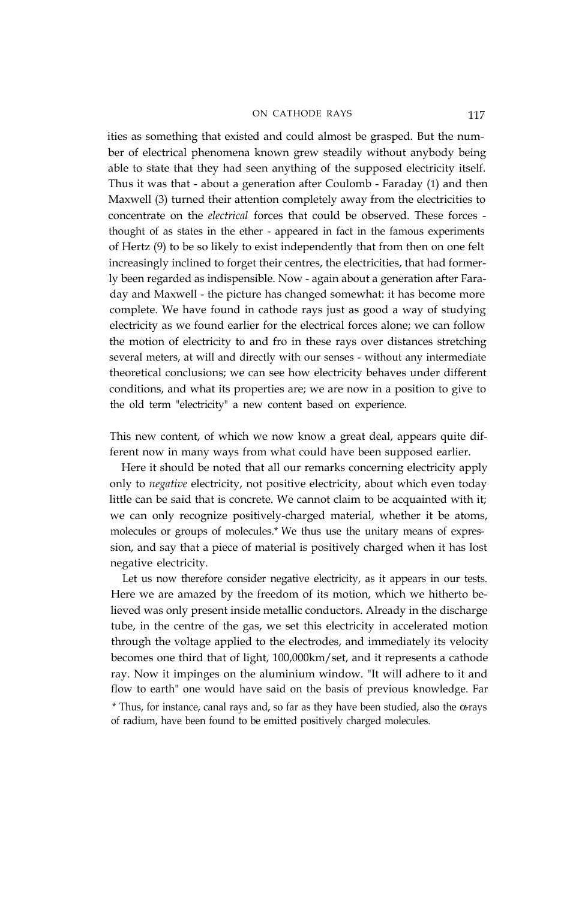ities as something that existed and could almost be grasped. But the number of electrical phenomena known grew steadily without anybody being able to state that they had seen anything of the supposed electricity itself. Thus it was that - about a generation after Coulomb - Faraday (1) and then Maxwell (3) turned their attention completely away from the electricities to concentrate on the *electrical* forces that could be observed. These forces - thought of as states in the ether - appeared in fact in the famous experiments of Hertz (9) to be so likely to exist independently that from then on one felt increasingly inclined to forget their centres, the electricities, that had formerly been regarded as indispensible. Now - again about a generation after Faraday and Maxwell - the picture has changed somewhat: it has become more complete. We have found in cathode rays just as good a way of studying electricity as we found earlier for the electrical forces alone; we can follow the motion of electricity to and fro in these rays over distances stretching several meters, at will and directly with our senses - without any intermediate theoretical conclusions; we can see how electricity behaves under different conditions, and what its properties are; we are now in a position to give to the old term "electricity" a new content based on experience.

This new content, of which we now know a great deal, appears quite different now in many ways from what could have been supposed earlier.

Here it should be noted that all our remarks concerning electricity apply only to *negative* electricity, not positive electricity, about which even today little can be said that is concrete. We cannot claim to be acquainted with it; we can only recognize positively-charged material, whether it be atoms, molecules or groups of molecules.* We thus use the unitary means of expression, and say that a piece of material is positively charged when it has lost negative electricity.

Let us now therefore consider negative electricity, as it appears in our tests. Here we are amazed by the freedom of its motion, which we hitherto believed was only present inside metallic conductors. Already in the discharge tube, in the centre of the gas, we set this electricity in accelerated motion through the voltage applied to the electrodes, and immediately its velocity becomes one third that of light, 100,000km/set, and it represents a cathode ray. Now it impinges on the aluminium window. "It will adhere to it and flow to earth" one would have said on the basis of previous knowledge. Far

* Thus, for instance, canal rays and, so far as they have been studied, also the α-rays of radium, have been found to be emitted positively charged molecules.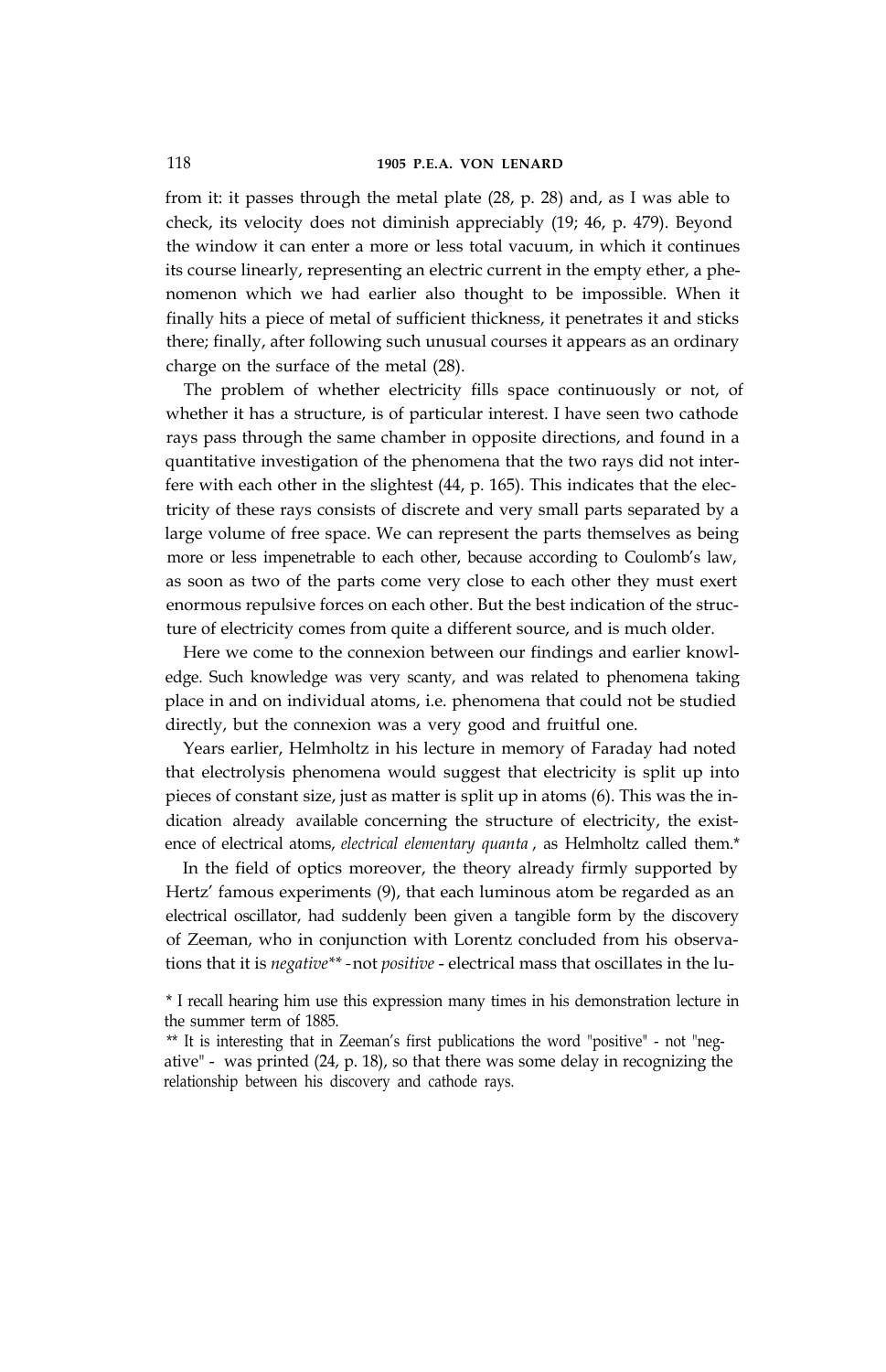from it: it passes through the metal plate (28, p. 28) and, as I was able to check, its velocity does not diminish appreciably (19; 46, p. 479). Beyond the window it can enter a more or less total vacuum, in which it continues its course linearly, representing an electric current in the empty ether, a phenomenon which we had earlier also thought to be impossible. When it finally hits a piece of metal of sufficient thickness, it penetrates it and sticks there; finally, after following such unusual courses it appears as an ordinary charge on the surface of the metal (28).

The problem of whether electricity fills space continuously or not, of whether it has a structure, is of particular interest. I have seen two cathode rays pass through the same chamber in opposite directions, and found in a quantitative investigation of the phenomena that the two rays did not interfere with each other in the slightest (44, p. 165). This indicates that the electricity of these rays consists of discrete and very small parts separated by a large volume of free space. We can represent the parts themselves as being more or less impenetrable to each other, because according to Coulomb's law, as soon as two of the parts come very close to each other they must exert enormous repulsive forces on each other. But the best indication of the structure of electricity comes from quite a different source, and is much older.

Here we come to the connexion between our findings and earlier knowledge. Such knowledge was very scanty, and was related to phenomena taking place in and on individual atoms, i.e. phenomena that could not be studied directly, but the connexion was a very good and fruitful one.

Years earlier, Helmholtz in his lecture in memory of Faraday had noted that electrolysis phenomena would suggest that electricity is split up into pieces of constant size, just as matter is split up in atoms (6). This was the indication already available concerning the structure of electricity, the existence of electrical atoms, *electrical elementary quanta*, as Helmholtz called them.*

In the field of optics moreover, the theory already firmly supported by Hertz' famous experiments (9), that each luminous atom be regarded as an electrical oscillator, had suddenly been given a tangible form by the discovery of Zeeman, who in conjunction with Lorentz concluded from his observations that it is *negative*** - not *positive* - electrical mass that oscillates in the lu-

* I recall hearing him use this expression many times in his demonstration lecture in the summer term of 1885.

** It is interesting that in Zeeman's first publications the word "positive" - not "negative" - was printed (24, p. 18), so that there was some delay in recognizing the relationship between his discovery and cathode rays.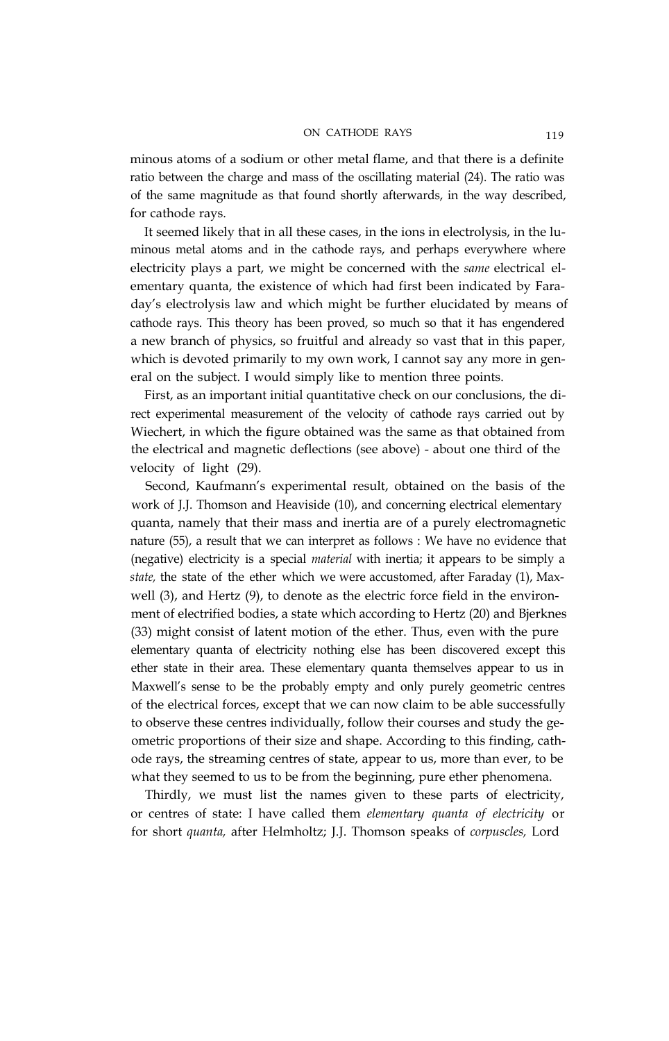minous atoms of a sodium or other metal flame, and that there is a definite ratio between the charge and mass of the oscillating material (24). The ratio was of the same magnitude as that found shortly afterwards, in the way described, for cathode rays.

It seemed likely that in all these cases, in the ions in electrolysis, in the luminous metal atoms and in the cathode rays, and perhaps everywhere where electricity plays a part, we might be concerned with the *same* electrical elementary quanta, the existence of which had first been indicated by Faraday's electrolysis law and which might be further elucidated by means of cathode rays. This theory has been proved, so much so that it has engendered a new branch of physics, so fruitful and already so vast that in this paper, which is devoted primarily to my own work, I cannot say any more in general on the subject. I would simply like to mention three points.

First, as an important initial quantitative check on our conclusions, the direct experimental measurement of the velocity of cathode rays carried out by Wiechert, in which the figure obtained was the same as that obtained from the electrical and magnetic deflections (see above) - about one third of the velocity of light (29).

Second, Kaufmann's experimental result, obtained on the basis of the work of J.J. Thomson and Heaviside (10), and concerning electrical elementary quanta, namely that their mass and inertia are of a purely electromagnetic nature (55), a result that we can interpret as follows : We have no evidence that (negative) electricity is a special *material* with inertia; it appears to be simply a *state,* the state of the ether which we were accustomed, after Faraday (1), Maxwell (3), and Hertz (9), to denote as the electric force field in the environment of electrified bodies, a state which according to Hertz (20) and Bjerknes (33) might consist of latent motion of the ether. Thus, even with the pure elementary quanta of electricity nothing else has been discovered except this ether state in their area. These elementary quanta themselves appear to us in Maxwell's sense to be the probably empty and only purely geometric centres of the electrical forces, except that we can now claim to be able successfully to observe these centres individually, follow their courses and study the geometric proportions of their size and shape. According to this finding, cathode rays, the streaming centres of state, appear to us, more than ever, to be what they seemed to us to be from the beginning, pure ether phenomena.

Thirdly, we must list the names given to these parts of electricity, or centres of state: I have called them *elementary quanta of electricity* or for short *quanta,* after Helmholtz; J.J. Thomson speaks of *corpuscles,* Lord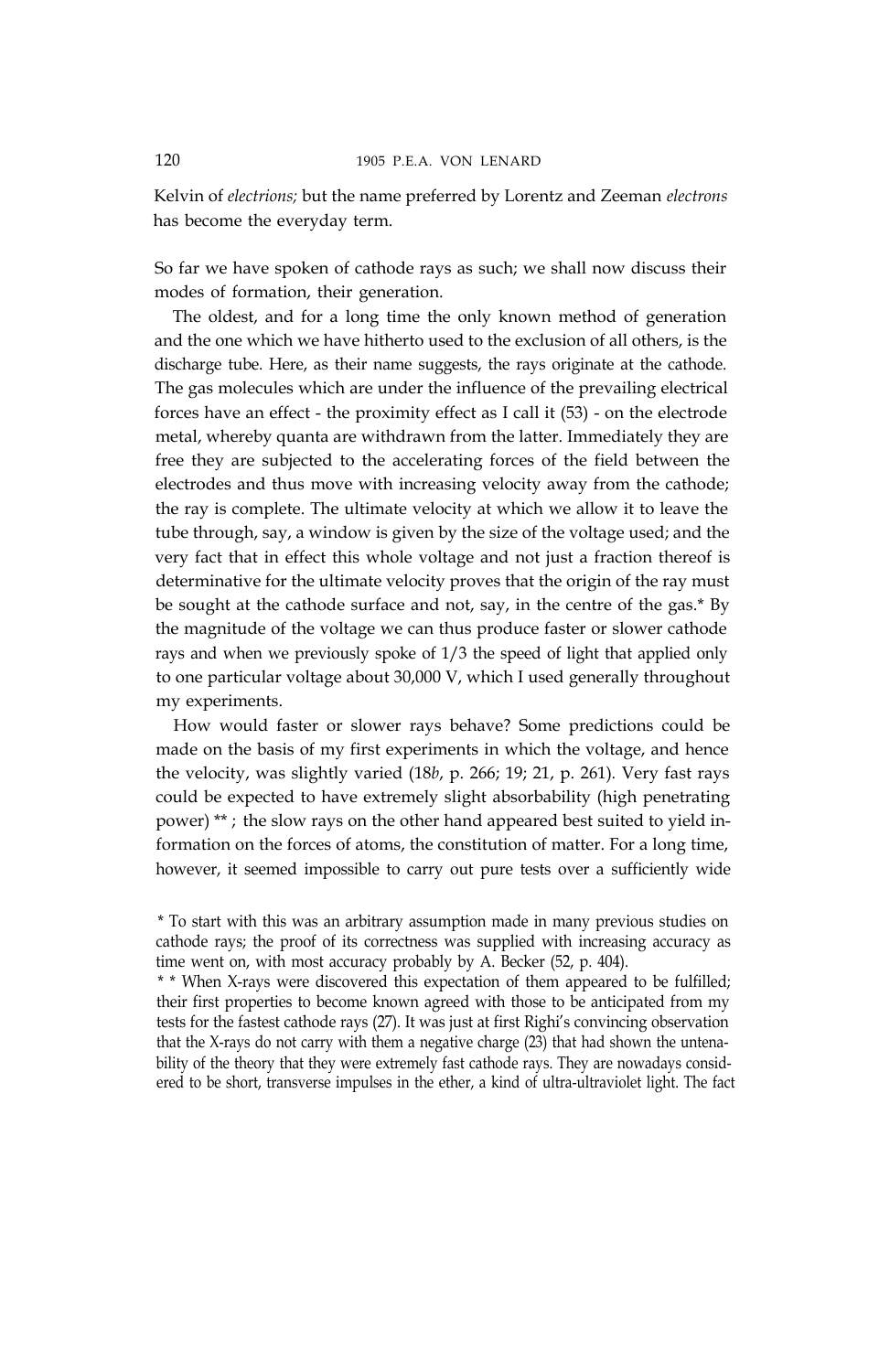Kelvin of *electrions;* but the name preferred by Lorentz and Zeeman *electrons* has become the everyday term.

So far we have spoken of cathode rays as such; we shall now discuss their modes of formation, their generation.

The oldest, and for a long time the only known method of generation and the one which we have hitherto used to the exclusion of all others, is the discharge tube. Here, as their name suggests, the rays originate at the cathode. The gas molecules which are under the influence of the prevailing electrical forces have an effect - the proximity effect as I call it (53) - on the electrode metal, whereby quanta are withdrawn from the latter. Immediately they are free they are subjected to the accelerating forces of the field between the electrodes and thus move with increasing velocity away from the cathode; the ray is complete. The ultimate velocity at which we allow it to leave the tube through, say, a window is given by the size of the voltage used; and the very fact that in effect this whole voltage and not just a fraction thereof is determinative for the ultimate velocity proves that the origin of the ray must be sought at the cathode surface and not, say, in the centre of the gas.* By the magnitude of the voltage we can thus produce faster or slower cathode rays and when we previously spoke of 1/3 the speed of light that applied only to one particular voltage about 30,000 V, which I used generally throughout my experiments.

How would faster or slower rays behave? Some predictions could be made on the basis of my first experiments in which the voltage, and hence the velocity, was slightly varied (18*b*, p. 266; 19; 21, p. 261). Very fast rays could be expected to have extremely slight absorbability (high penetrating power) ** ; the slow rays on the other hand appeared best suited to yield information on the forces of atoms, the constitution of matter. For a long time, however, it seemed impossible to carry out pure tests over a sufficiently wide

\* To start with this was an arbitrary assumption made in many previous studies on cathode rays; the proof of its correctness was supplied with increasing accuracy as time went on, with most accuracy probably by A. Becker (52, p. 404).

\*\* When X-rays were discovered this expectation of them appeared to be fulfilled; their first properties to become known agreed with those to be anticipated from my tests for the fastest cathode rays (27). It was just at first Righi's convincing observation that the X-rays do not carry with them a negative charge (23) that had shown the untenability of the theory that they were extremely fast cathode rays. They are nowadays considered to be short, transverse impulses in the ether, a kind of ultra-ultraviolet light. The fact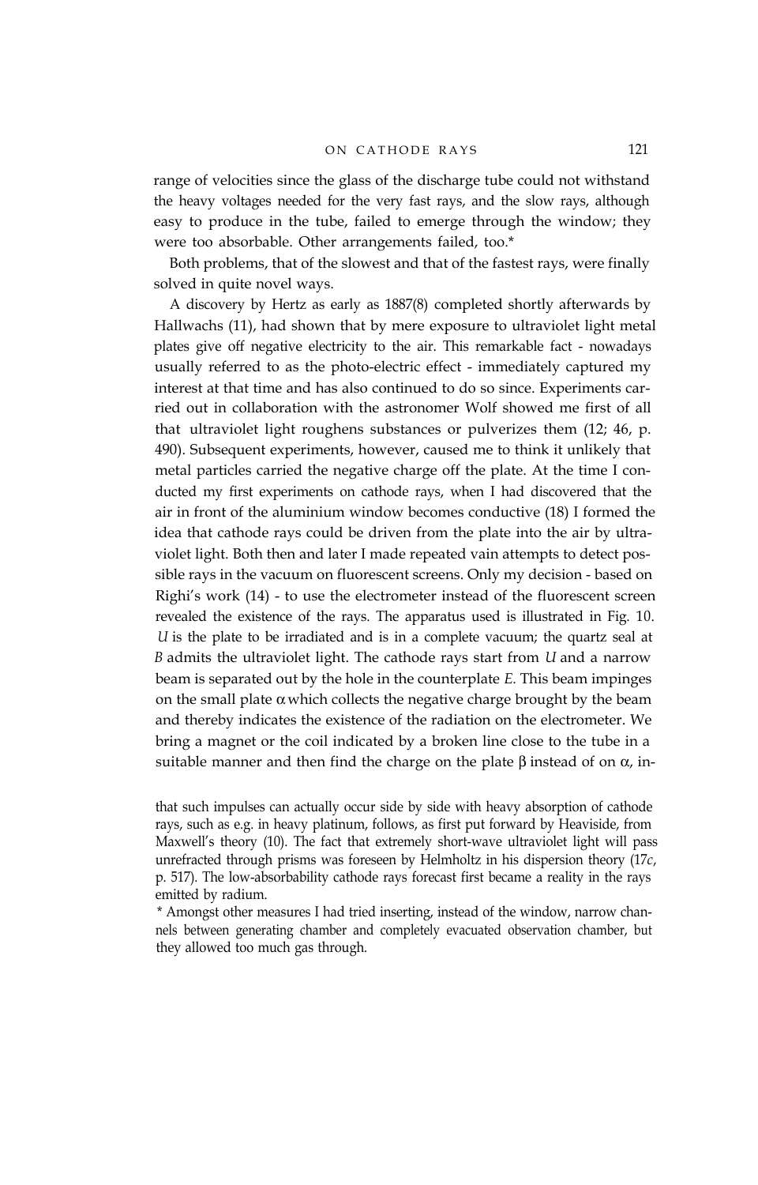range of velocities since the glass of the discharge tube could not withstand the heavy voltages needed for the very fast rays, and the slow rays, although easy to produce in the tube, failed to emerge through the window; they were too absorbable. Other arrangements failed, too.*

Both problems, that of the slowest and that of the fastest rays, were finally solved in quite novel ways.

A discovery by Hertz as early as 1887(8) completed shortly afterwards by Hallwachs (11), had shown that by mere exposure to ultraviolet light metal plates give off negative electricity to the air. This remarkable fact - nowadays usually referred to as the photo-electric effect - immediately captured my interest at that time and has also continued to do so since. Experiments carried out in collaboration with the astronomer Wolf showed me first of all that ultraviolet light roughens substances or pulverizes them (12; 46, p. 490). Subsequent experiments, however, caused me to think it unlikely that metal particles carried the negative charge off the plate. At the time I conducted my first experiments on cathode rays, when I had discovered that the air in front of the aluminium window becomes conductive (18) I formed the idea that cathode rays could be driven from the plate into the air by ultraviolet light. Both then and later I made repeated vain attempts to detect possible rays in the vacuum on fluorescent screens. Only my decision - based on Righi's work (14) - to use the electrometer instead of the fluorescent screen revealed the existence of the rays. The apparatus used is illustrated in Fig. 10. *U* is the plate to be irradiated and is in a complete vacuum; the quartz seal at *B* admits the ultraviolet light. The cathode rays start from *U* and a narrow beam is separated out by the hole in the counterplate *E*. This beam impinges on the small plate $\alpha$ which collects the negative charge brought by the beam and thereby indicates the existence of the radiation on the electrometer. We bring a magnet or the coil indicated by a broken line close to the tube in a suitable manner and then find the charge on the plate $\beta$ instead of on $\alpha$, in-

that such impulses can actually occur side by side with heavy absorption of cathode rays, such as e.g. in heavy platinum, follows, as first put forward by Heaviside, from Maxwell's theory (10). The fact that extremely short-wave ultraviolet light will pass unrefracted through prisms was foreseen by Helmholtz in his dispersion theory (17*c*, p. 517). The low-absorbability cathode rays forecast first became a reality in the rays emitted by radium.

* Amongst other measures I had tried inserting, instead of the window, narrow channels between generating chamber and completely evacuated observation chamber, but they allowed too much gas through.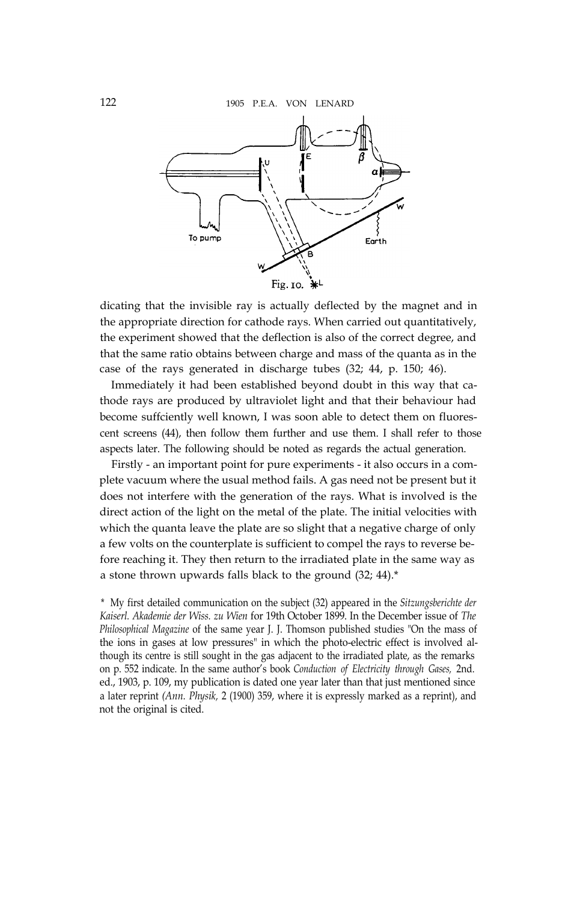To pump

Earth

Fig. 10.

U E β α W B W L

dicating that the invisible ray is actually deflected by the magnet and in the appropriate direction for cathode rays. When carried out quantitatively, the experiment showed that the deflection is also of the correct degree, and that the same ratio obtains between charge and mass of the quanta as in the case of the rays generated in discharge tubes (32; 44, p. 150; 46).

Immediately it had been established beyond doubt in this way that cathode rays are produced by ultraviolet light and that their behaviour had become suffciently well known, I was soon able to detect them on fluorescent screens (44), then follow them further and use them. I shall refer to those aspects later. The following should be noted as regards the actual generation.

Firstly - an important point for pure experiments - it also occurs in a complete vacuum where the usual method fails. A gas need not be present but it does not interfere with the generation of the rays. What is involved is the direct action of the light on the metal of the plate. The initial velocities with which the quanta leave the plate are so slight that a negative charge of only a few volts on the counterplate is sufficient to compel the rays to reverse before reaching it. They then return to the irradiated plate in the same way as a stone thrown upwards falls black to the ground (32; 44).*

\* My first detailed communication on the subject (32) appeared in the *Sitzungsberichte der Kaiserl. Akademie der Wiss. zu Wien* for 19th October 1899. In the December issue of *The Philosophical Magazine* of the same year J. J. Thomson published studies "On the mass of the ions in gases at low pressures" in which the photo-electric effect is involved although its centre is still sought in the gas adjacent to the irradiated plate, as the remarks on p. 552 indicate. In the same author's book *Conduction of Electricity through Gases,* 2nd. ed., 1903, p. 109, my publication is dated one year later than that just mentioned since a later reprint *(Ann. Physik,* 2 (1900) 359, where it is expressly marked as a reprint), and not the original is cited.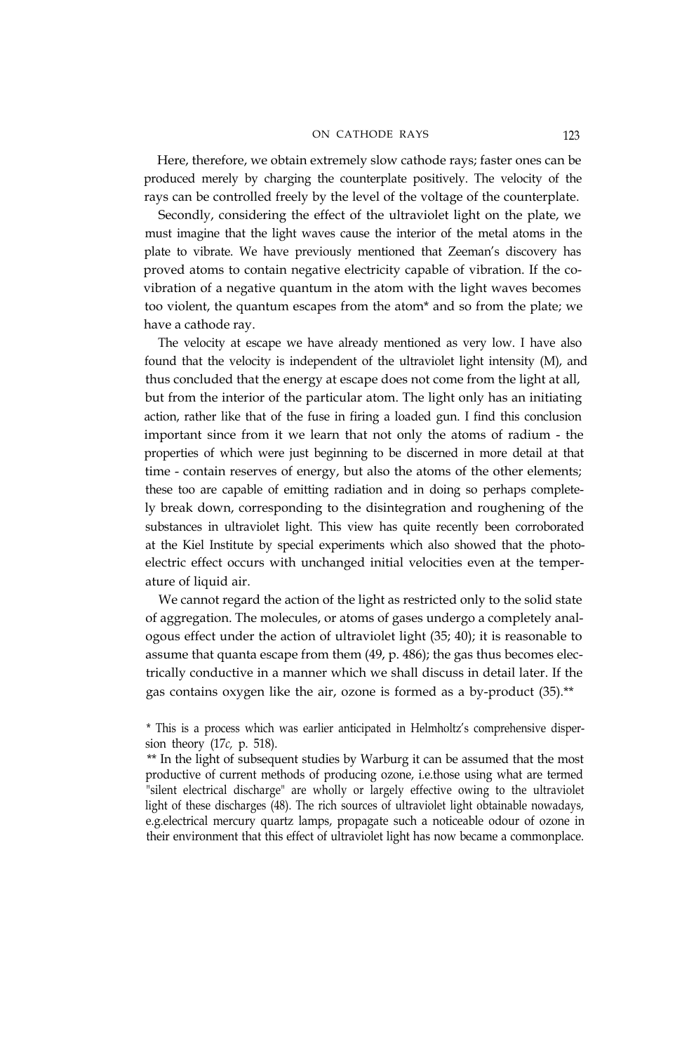Here, therefore, we obtain extremely slow cathode rays; faster ones can be produced merely by charging the counterplate positively. The velocity of the rays can be controlled freely by the level of the voltage of the counterplate.

Secondly, considering the effect of the ultraviolet light on the plate, we must imagine that the light waves cause the interior of the metal atoms in the plate to vibrate. We have previously mentioned that Zeeman's discovery has proved atoms to contain negative electricity capable of vibration. If the co-vibration of a negative quantum in the atom with the light waves becomes too violent, the quantum escapes from the atom* and so from the plate; we have a cathode ray.

The velocity at escape we have already mentioned as very low. I have also found that the velocity is independent of the ultraviolet light intensity (M), and thus concluded that the energy at escape does not come from the light at all, but from the interior of the particular atom. The light only has an initiating action, rather like that of the fuse in firing a loaded gun. I find this conclusion important since from it we learn that not only the atoms of radium - the properties of which were just beginning to be discerned in more detail at that time - contain reserves of energy, but also the atoms of the other elements; these too are capable of emitting radiation and in doing so perhaps completely break down, corresponding to the disintegration and roughening of the substances in ultraviolet light. This view has quite recently been corroborated at the Kiel Institute by special experiments which also showed that the photoelectric effect occurs with unchanged initial velocities even at the temperature of liquid air.

We cannot regard the action of the light as restricted only to the solid state of aggregation. The molecules, or atoms of gases undergo a completely analogous effect under the action of ultraviolet light (35; 40); it is reasonable to assume that quanta escape from them (49, p. 486); the gas thus becomes electrically conductive in a manner which we shall discuss in detail later. If the gas contains oxygen like the air, ozone is formed as a by-product (35).**

* This is a process which was earlier anticipated in Helmholtz's comprehensive dispersion theory (17*c*, p. 518).

** In the light of subsequent studies by Warburg it can be assumed that the most productive of current methods of producing ozone, i.e.those using what are termed "silent electrical discharge" are wholly or largely effective owing to the ultraviolet light of these discharges (48). The rich sources of ultraviolet light obtainable nowadays, e.g.electrical mercury quartz lamps, propagate such a noticeable odour of ozone in their environment that this effect of ultraviolet light has now became a commonplace.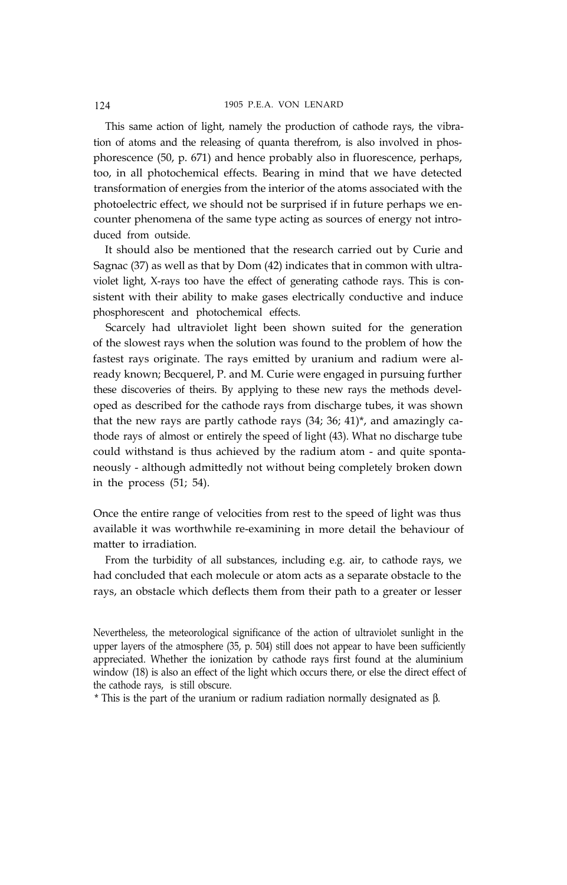This same action of light, namely the production of cathode rays, the vibration of atoms and the releasing of quanta therefrom, is also involved in phosphorescence (50, p. 671) and hence probably also in fluorescence, perhaps, too, in all photochemical effects. Bearing in mind that we have detected transformation of energies from the interior of the atoms associated with the photoelectric effect, we should not be surprised if in future perhaps we encounter phenomena of the same type acting as sources of energy not introduced from outside.

It should also be mentioned that the research carried out by Curie and Sagnac (37) as well as that by Dom (42) indicates that in common with ultraviolet light, X-rays too have the effect of generating cathode rays. This is consistent with their ability to make gases electrically conductive and induce phosphorescent and photochemical effects.

Scarcely had ultraviolet light been shown suited for the generation of the slowest rays when the solution was found to the problem of how the fastest rays originate. The rays emitted by uranium and radium were already known; Becquerel, P. and M. Curie were engaged in pursuing further these discoveries of theirs. By applying to these new rays the methods developed as described for the cathode rays from discharge tubes, it was shown that the new rays are partly cathode rays (34; 36; 41)*, and amazingly cathode rays of almost or entirely the speed of light (43). What no discharge tube could withstand is thus achieved by the radium atom - and quite spontaneously - although admittedly not without being completely broken down in the process (51; 54).

Once the entire range of velocities from rest to the speed of light was thus available it was worthwhile re-examining in more detail the behaviour of matter to irradiation.

From the turbidity of all substances, including e.g. air, to cathode rays, we had concluded that each molecule or atom acts as a separate obstacle to the rays, an obstacle which deflects them from their path to a greater or lesser

Nevertheless, the meteorological significance of the action of ultraviolet sunlight in the upper layers of the atmosphere (35, p. 504) still does not appear to have been sufficiently appreciated. Whether the ionization by cathode rays first found at the aluminium window (18) is also an effect of the light which occurs there, or else the direct effect of the cathode rays, is still obscure.

* This is the part of the uranium or radium radiation normally designated as β.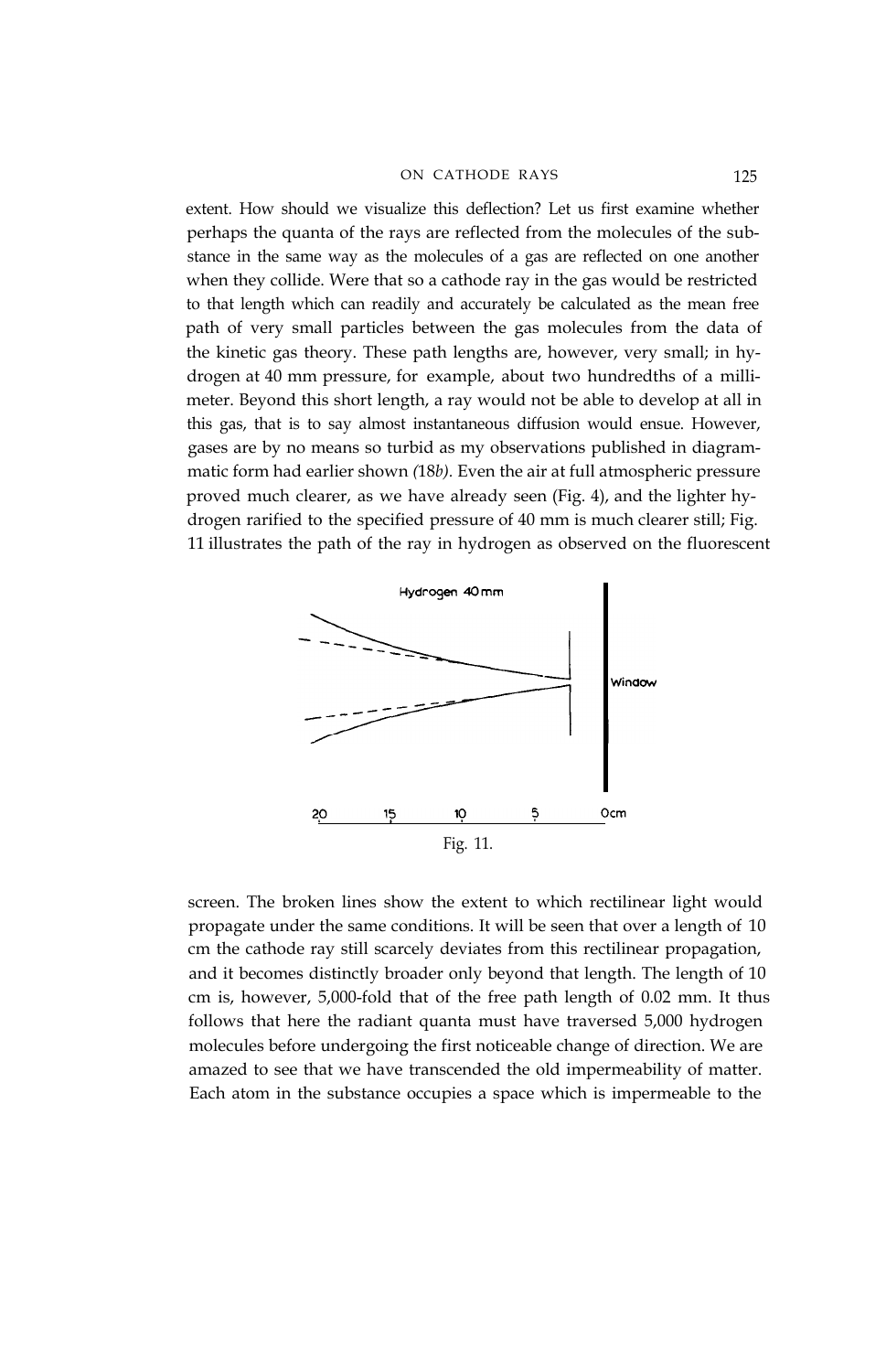extent. How should we visualize this deflection? Let us first examine whether perhaps the quanta of the rays are reflected from the molecules of the substance in the same way as the molecules of a gas are reflected on one another when they collide. Were that so a cathode ray in the gas would be restricted to that length which can readily and accurately be calculated as the mean free path of very small particles between the gas molecules from the data of the kinetic gas theory. These path lengths are, however, very small; in hydrogen at 40 mm pressure, for example, about two hundredths of a millimeter. Beyond this short length, a ray would not be able to develop at all in this gas, that is to say almost instantaneous diffusion would ensue. However, gases are by no means so turbid as my observations published in diagrammatic form had earlier shown *(18b)*. Even the air at full atmospheric pressure proved much clearer, as we have already seen (Fig. 4), and the lighter hydrogen rarified to the specified pressure of 40 mm is much clearer still; Fig. 11 illustrates the path of the ray in hydrogen as observed on the fluorescent

Fig. 11.

screen. The broken lines show the extent to which rectilinear light would propagate under the same conditions. It will be seen that over a length of 10 cm the cathode ray still scarcely deviates from this rectilinear propagation, and it becomes distinctly broader only beyond that length. The length of 10 cm is, however, 5,000-fold that of the free path length of 0.02 mm. It thus follows that here the radiant quanta must have traversed 5,000 hydrogen molecules before undergoing the first noticeable change of direction. We are amazed to see that we have transcended the old impermeability of matter. Each atom in the substance occupies a space which is impermeable to the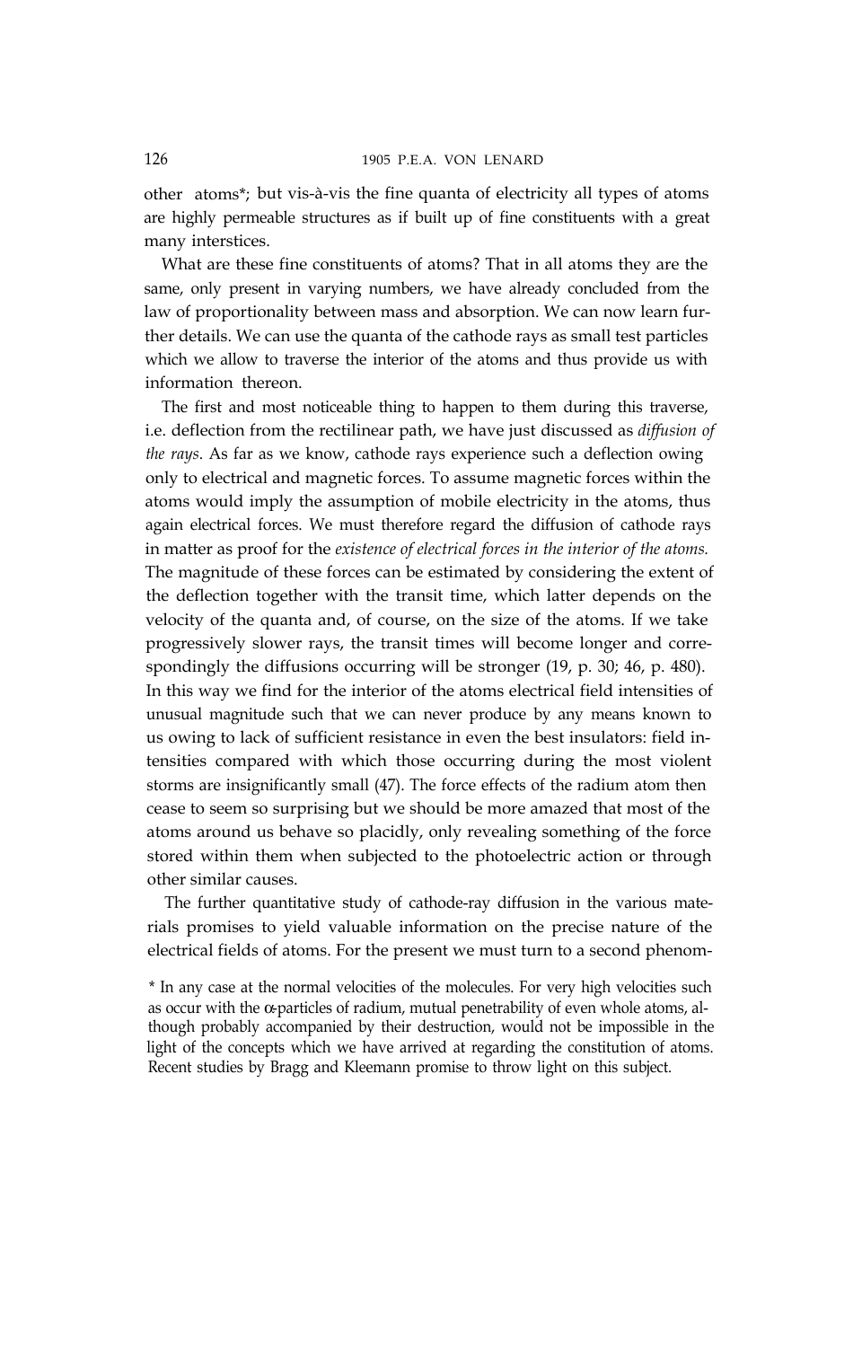other atoms*; but vis-à-vis the fine quanta of electricity all types of atoms are highly permeable structures as if built up of fine constituents with a great many interstices.

What are these fine constituents of atoms? That in all atoms they are the same, only present in varying numbers, we have already concluded from the law of proportionality between mass and absorption. We can now learn further details. We can use the quanta of the cathode rays as small test particles which we allow to traverse the interior of the atoms and thus provide us with information thereon.

The first and most noticeable thing to happen to them during this traverse, i.e. deflection from the rectilinear path, we have just discussed as *diffusion of the rays*. As far as we know, cathode rays experience such a deflection owing only to electrical and magnetic forces. To assume magnetic forces within the atoms would imply the assumption of mobile electricity in the atoms, thus again electrical forces. We must therefore regard the diffusion of cathode rays in matter as proof for the *existence of electrical forces in the interior of the atoms.* The magnitude of these forces can be estimated by considering the extent of the deflection together with the transit time, which latter depends on the velocity of the quanta and, of course, on the size of the atoms. If we take progressively slower rays, the transit times will become longer and correspondingly the diffusions occurring will be stronger (19, p. 30; 46, p. 480). In this way we find for the interior of the atoms electrical field intensities of unusual magnitude such that we can never produce by any means known to us owing to lack of sufficient resistance in even the best insulators: field intensities compared with which those occurring during the most violent storms are insignificantly small (47). The force effects of the radium atom then cease to seem so surprising but we should be more amazed that most of the atoms around us behave so placidly, only revealing something of the force stored within them when subjected to the photoelectric action or through other similar causes.

The further quantitative study of cathode-ray diffusion in the various materials promises to yield valuable information on the precise nature of the electrical fields of atoms. For the present we must turn to a second phenom-

* In any case at the normal velocities of the molecules. For very high velocities such as occur with the α-particles of radium, mutual penetrability of even whole atoms, although probably accompanied by their destruction, would not be impossible in the light of the concepts which we have arrived at regarding the constitution of atoms. Recent studies by Bragg and Kleemann promise to throw light on this subject.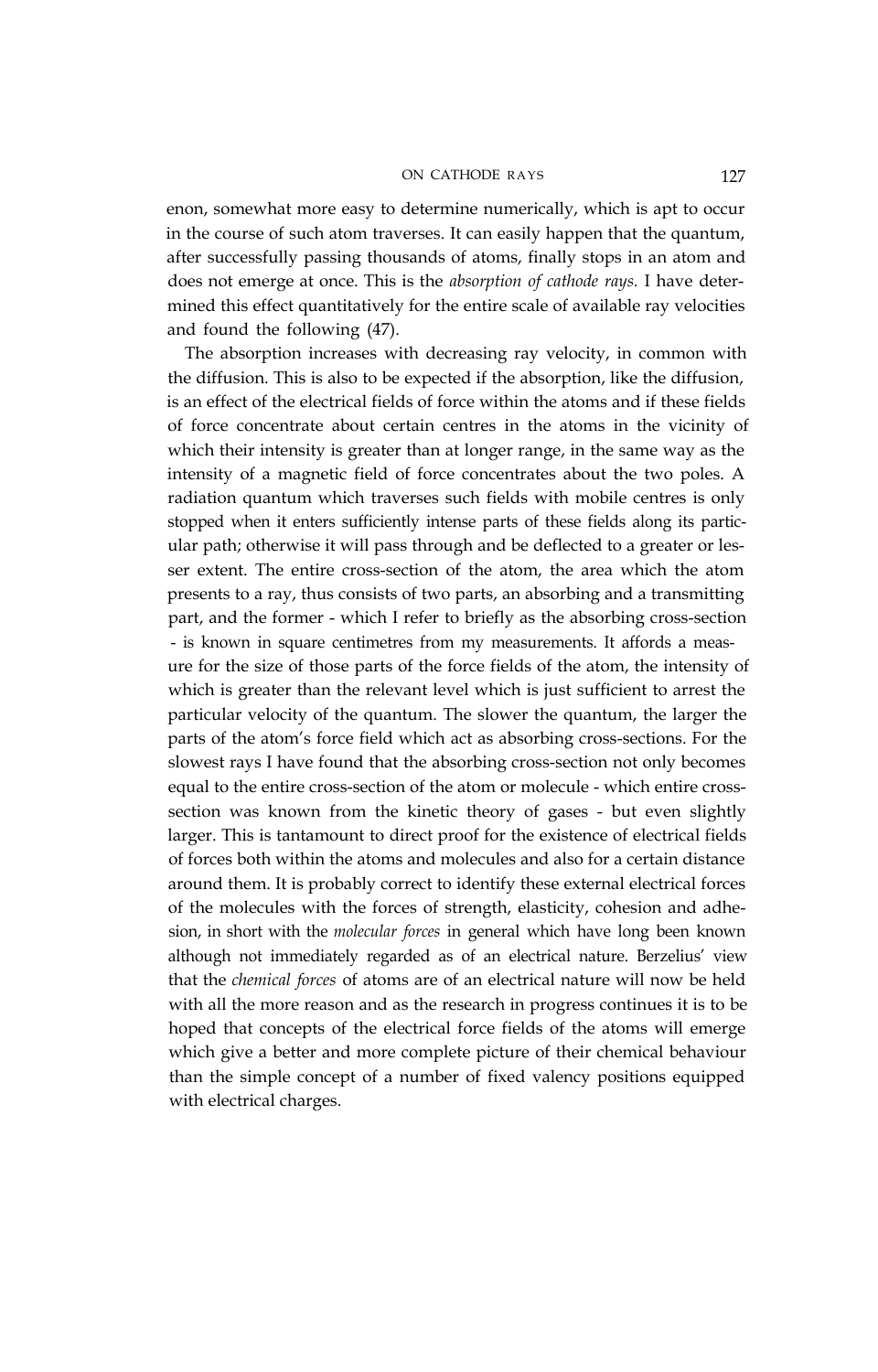enon, somewhat more easy to determine numerically, which is apt to occur in the course of such atom traverses. It can easily happen that the quantum, after successfully passing thousands of atoms, finally stops in an atom and does not emerge at once. This is the *absorption of cathode rays.* I have determined this effect quantitatively for the entire scale of available ray velocities and found the following (47).

The absorption increases with decreasing ray velocity, in common with the diffusion. This is also to be expected if the absorption, like the diffusion, is an effect of the electrical fields of force within the atoms and if these fields of force concentrate about certain centres in the atoms in the vicinity of which their intensity is greater than at longer range, in the same way as the intensity of a magnetic field of force concentrates about the two poles. A radiation quantum which traverses such fields with mobile centres is only stopped when it enters sufficiently intense parts of these fields along its particular path; otherwise it will pass through and be deflected to a greater or lesser extent. The entire cross-section of the atom, the area which the atom presents to a ray, thus consists of two parts, an absorbing and a transmitting part, and the former - which I refer to briefly as the absorbing cross-section - is known in square centimetres from my measurements. It affords a measure for the size of those parts of the force fields of the atom, the intensity of which is greater than the relevant level which is just sufficient to arrest the particular velocity of the quantum. The slower the quantum, the larger the parts of the atom's force field which act as absorbing cross-sections. For the slowest rays I have found that the absorbing cross-section not only becomes equal to the entire cross-section of the atom or molecule - which entire cross-section was known from the kinetic theory of gases - but even slightly larger. This is tantamount to direct proof for the existence of electrical fields of forces both within the atoms and molecules and also for a certain distance around them. It is probably correct to identify these external electrical forces of the molecules with the forces of strength, elasticity, cohesion and adhesion, in short with the *molecular forces* in general which have long been known although not immediately regarded as of an electrical nature. Berzelius' view that the *chemical forces* of atoms are of an electrical nature will now be held with all the more reason and as the research in progress continues it is to be hoped that concepts of the electrical force fields of the atoms will emerge which give a better and more complete picture of their chemical behaviour than the simple concept of a number of fixed valency positions equipped with electrical charges.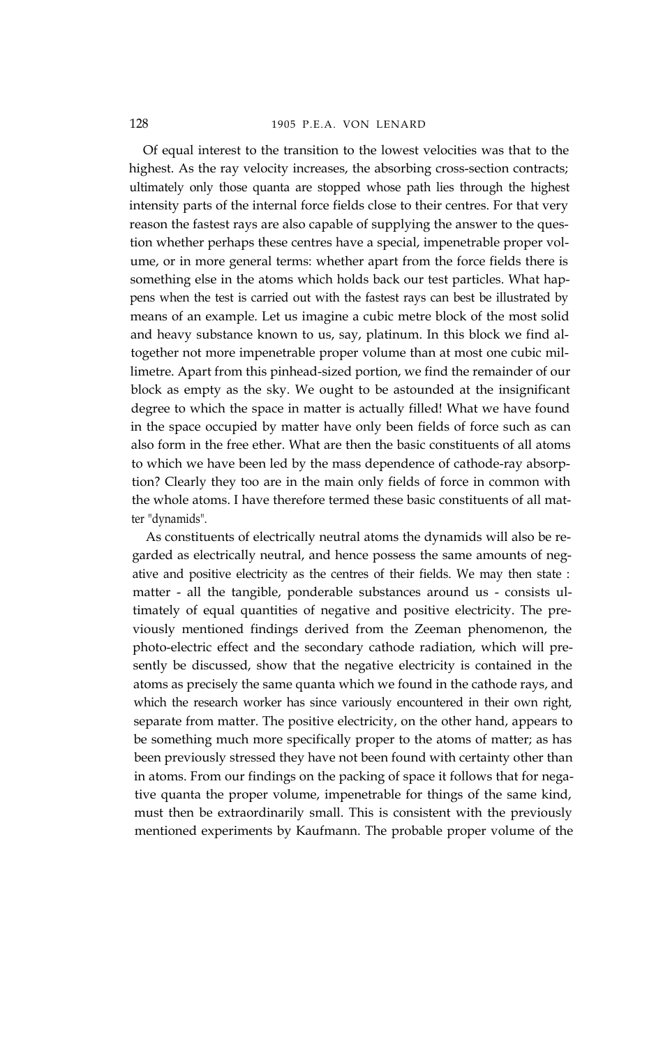Of equal interest to the transition to the lowest velocities was that to the highest. As the ray velocity increases, the absorbing cross-section contracts; ultimately only those quanta are stopped whose path lies through the highest intensity parts of the internal force fields close to their centres. For that very reason the fastest rays are also capable of supplying the answer to the question whether perhaps these centres have a special, impenetrable proper volume, or in more general terms: whether apart from the force fields there is something else in the atoms which holds back our test particles. What happens when the test is carried out with the fastest rays can best be illustrated by means of an example. Let us imagine a cubic metre block of the most solid and heavy substance known to us, say, platinum. In this block we find altogether not more impenetrable proper volume than at most one cubic millimetre. Apart from this pinhead-sized portion, we find the remainder of our block as empty as the sky. We ought to be astounded at the insignificant degree to which the space in matter is actually filled! What we have found in the space occupied by matter have only been fields of force such as can also form in the free ether. What are then the basic constituents of all atoms to which we have been led by the mass dependence of cathode-ray absorption? Clearly they too are in the main only fields of force in common with the whole atoms. I have therefore termed these basic constituents of all matter "dynamids".

As constituents of electrically neutral atoms the dynamids will also be regarded as electrically neutral, and hence possess the same amounts of negative and positive electricity as the centres of their fields. We may then state : matter - all the tangible, ponderable substances around us - consists ultimately of equal quantities of negative and positive electricity. The previously mentioned findings derived from the Zeeman phenomenon, the photo-electric effect and the secondary cathode radiation, which will presently be discussed, show that the negative electricity is contained in the atoms as precisely the same quanta which we found in the cathode rays, and which the research worker has since variously encountered in their own right, separate from matter. The positive electricity, on the other hand, appears to be something much more specifically proper to the atoms of matter; as has been previously stressed they have not been found with certainty other than in atoms. From our findings on the packing of space it follows that for negative quanta the proper volume, impenetrable for things of the same kind, must then be extraordinarily small. This is consistent with the previously mentioned experiments by Kaufmann. The probable proper volume of the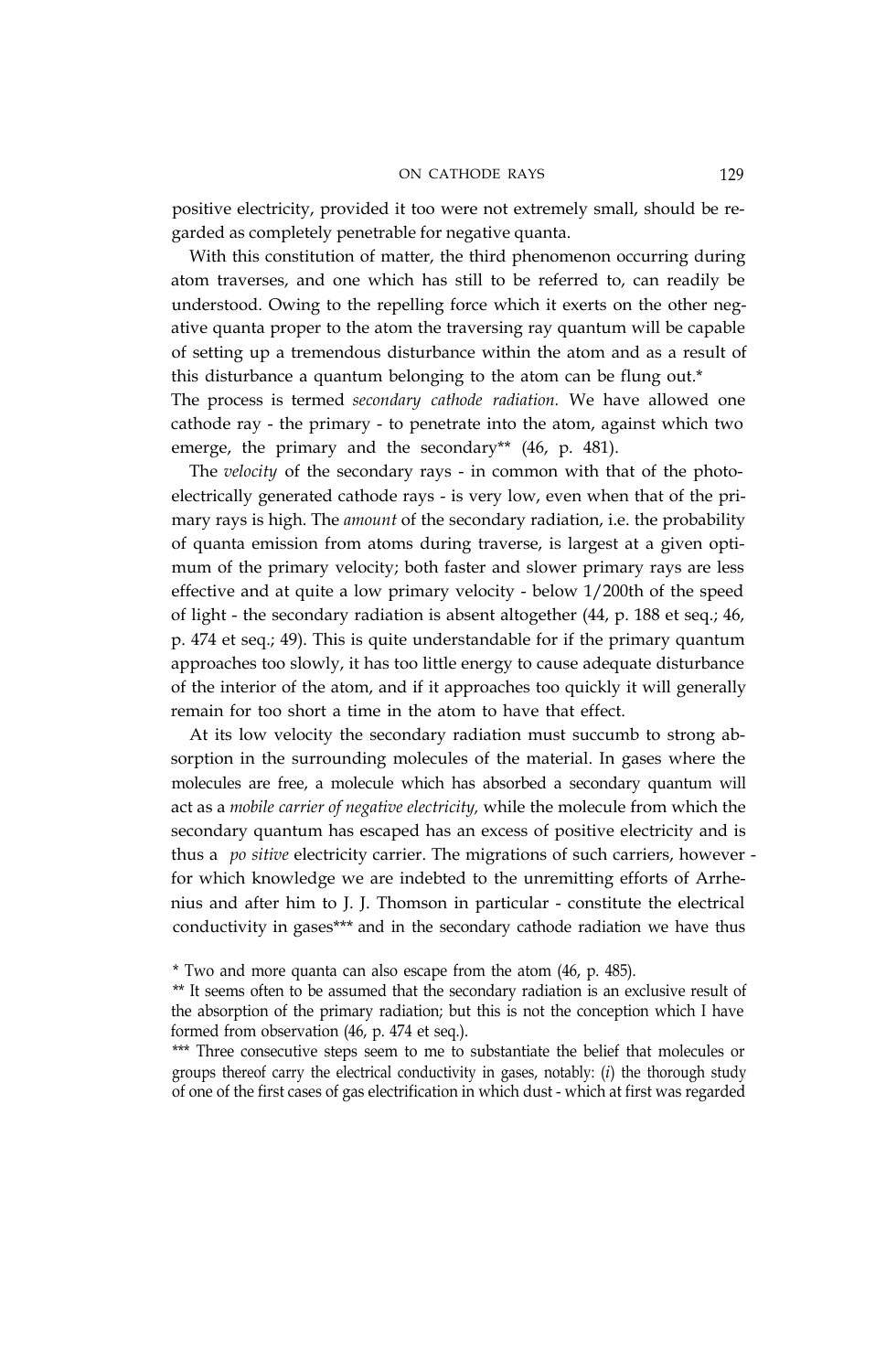positive electricity, provided it too were not extremely small, should be regarded as completely penetrable for negative quanta.

With this constitution of matter, the third phenomenon occurring during atom traverses, and one which has still to be referred to, can readily be understood. Owing to the repelling force which it exerts on the other negative quanta proper to the atom the traversing ray quantum will be capable of setting up a tremendous disturbance within the atom and as a result of this disturbance a quantum belonging to the atom can be flung out.*
The process is termed *secondary cathode radiation.* We have allowed one cathode ray - the primary - to penetrate into the atom, against which two emerge, the primary and the secondary** (46, p. 481).

The *velocity* of the secondary rays - in common with that of the photoelectrically generated cathode rays - is very low, even when that of the primary rays is high. The *amount* of the secondary radiation, i.e. the probability of quanta emission from atoms during traverse, is largest at a given optimum of the primary velocity; both faster and slower primary rays are less effective and at quite a low primary velocity - below 1/200th of the speed of light - the secondary radiation is absent altogether (44, p. 188 et seq.; 46, p. 474 et seq.; 49). This is quite understandable for if the primary quantum approaches too slowly, it has too little energy to cause adequate disturbance of the interior of the atom, and if it approaches too quickly it will generally remain for too short a time in the atom to have that effect.

At its low velocity the secondary radiation must succumb to strong absorption in the surrounding molecules of the material. In gases where the molecules are free, a molecule which has absorbed a secondary quantum will act as a *mobile carrier of negative electricity,* while the molecule from which the secondary quantum has escaped has an excess of positive electricity and is thus a *po sitive* electricity carrier. The migrations of such carriers, however - for which knowledge we are indebted to the unremitting efforts of Arrhenius and after him to J. J. Thomson in particular - constitute the electrical conductivity in gases*** and in the secondary cathode radiation we have thus

* Two and more quanta can also escape from the atom (46, p. 485).

** It seems often to be assumed that the secondary radiation is an exclusive result of the absorption of the primary radiation; but this is not the conception which I have formed from observation (46, p. 474 et seq.).

*** Three consecutive steps seem to me to substantiate the belief that molecules or groups thereof carry the electrical conductivity in gases, notably: (*i*) the thorough study of one of the first cases of gas electrification in which dust - which at first was regarded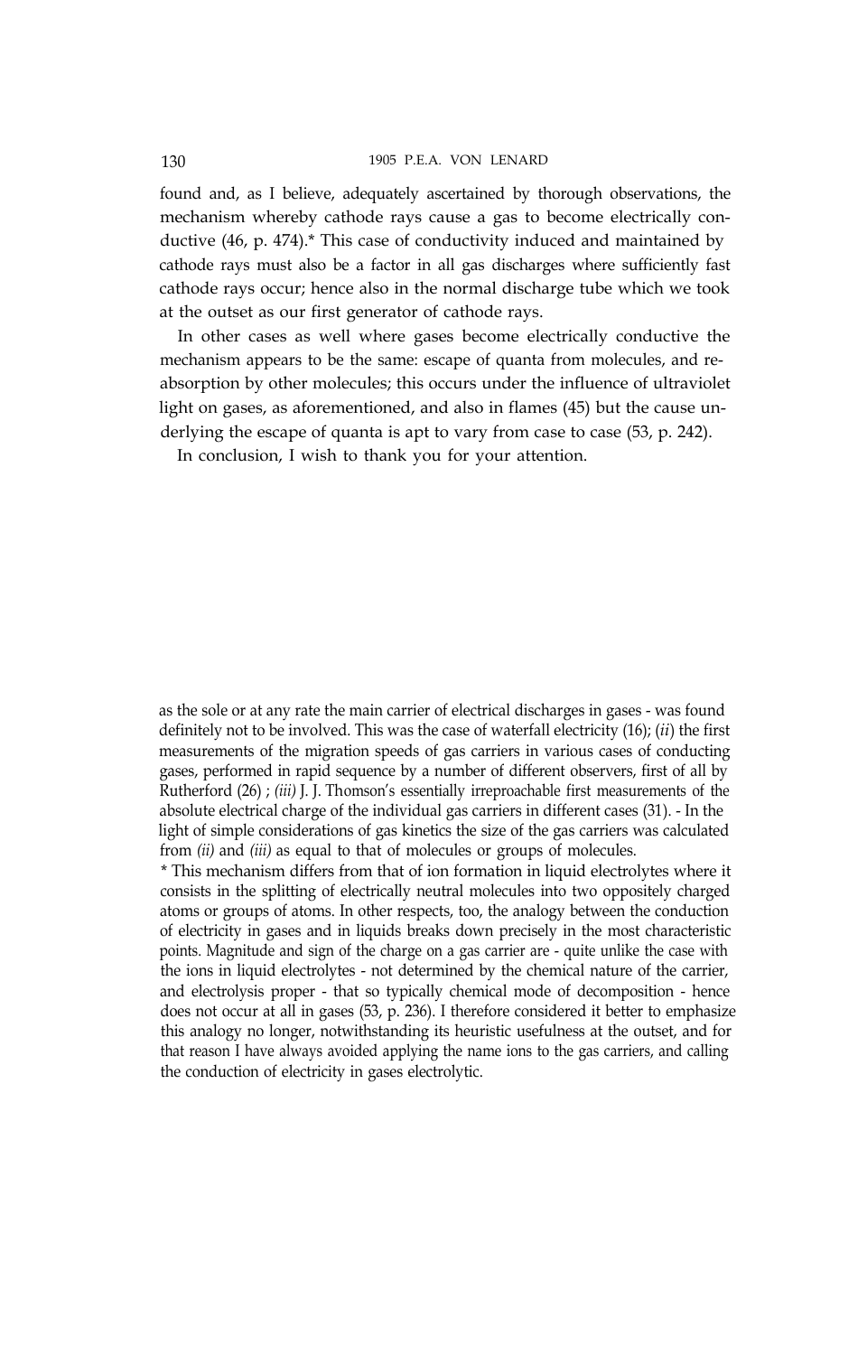found and, as I believe, adequately ascertained by thorough observations, the mechanism whereby cathode rays cause a gas to become electrically conductive (46, p. 474).* This case of conductivity induced and maintained by cathode rays must also be a factor in all gas discharges where sufficiently fast cathode rays occur; hence also in the normal discharge tube which we took at the outset as our first generator of cathode rays.

In other cases as well where gases become electrically conductive the mechanism appears to be the same: escape of quanta from molecules, and reabsorption by other molecules; this occurs under the influence of ultraviolet light on gases, as aforementioned, and also in flames (45) but the cause underlying the escape of quanta is apt to vary from case to case (53, p. 242).

In conclusion, I wish to thank you for your attention.

as the sole or at any rate the main carrier of electrical discharges in gases - was found definitely not to be involved. This was the case of waterfall electricity (16); (*ii*) the first measurements of the migration speeds of gas carriers in various cases of conducting gases, performed in rapid sequence by a number of different observers, first of all by Rutherford (26) ; *(iii)* J. J. Thomson's essentially irreproachable first measurements of the absolute electrical charge of the individual gas carriers in different cases (31). - In the light of simple considerations of gas kinetics the size of the gas carriers was calculated from *(ii)* and *(iii)* as equal to that of molecules or groups of molecules.

* This mechanism differs from that of ion formation in liquid electrolytes where it consists in the splitting of electrically neutral molecules into two oppositely charged atoms or groups of atoms. In other respects, too, the analogy between the conduction of electricity in gases and in liquids breaks down precisely in the most characteristic points. Magnitude and sign of the charge on a gas carrier are - quite unlike the case with the ions in liquid electrolytes - not determined by the chemical nature of the carrier, and electrolysis proper - that so typically chemical mode of decomposition - hence does not occur at all in gases (53, p. 236). I therefore considered it better to emphasize this analogy no longer, notwithstanding its heuristic usefulness at the outset, and for that reason I have always avoided applying the name ions to the gas carriers, and calling the conduction of electricity in gases electrolytic.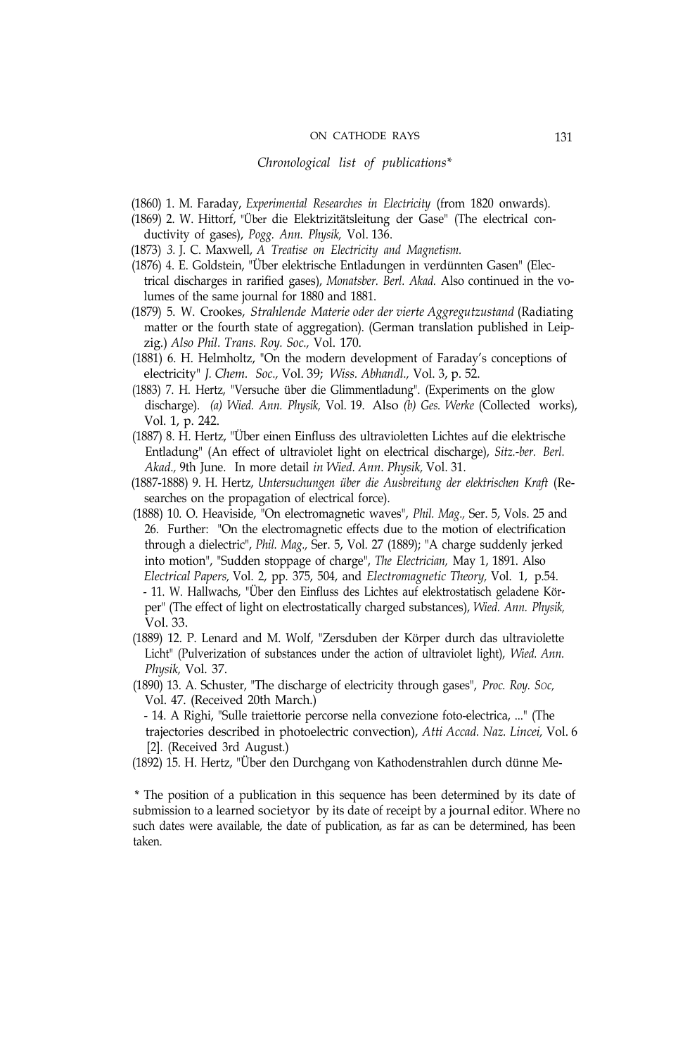*Chronological list of publications**

(1860) 1. M. Faraday, *Experimental Researches in Electricity* (from 1820 onwards).

(1869) 2. W. Hittorf, "Über die Elektrizitätsleitung der Gase" (The electrical conductivity of gases), *Pogg. Ann. Physik,* Vol. 136.

(1873) 3. J. C. Maxwell, *A Treatise on Electricity and Magnetism.*

(1876) 4. E. Goldstein, "Über elektrische Entladungen in verdünnten Gasen" (Electrical discharges in rarified gases), *Monatsber. Berl. Akad.* Also continued in the volumes of the same journal for 1880 and 1881.

(1879) 5. W. Crookes, *Strahlende Materie oder der vierte Aggregutzustand* (Radiating matter or the fourth state of aggregation). (German translation published in Leipzig.) *Also Phil. Trans. Roy. Soc.,* Vol. 170.

(1881) 6. H. Helmholtz, "On the modern development of Faraday's conceptions of electricity" *J. Chem. Soc.,* Vol. 39; *Wiss. Abhandl.,* Vol. 3, p. 52.

(1883) 7. H. Hertz, "Versuche über die Glimmentladung". (Experiments on the glow discharge). *(a) Wied. Ann. Physik,* Vol. 19. Also *(b) Ges. Werke* (Collected works), Vol. 1, p. 242.

(1887) 8. H. Hertz, "Über einen Einfluss des ultravioletten Lichtes auf die elektrische Entladung" (An effect of ultraviolet light on electrical discharge), *Sitz.-ber. Berl. Akad.,* 9th June. In more detail *in Wied. Ann. Physik,* Vol. 31.

(1887-1888) 9. H. Hertz, *Untersuchungen über die Ausbreitung der elektrischen Kraft* (Researches on the propagation of electrical force).

(1888) 10. O. Heaviside, "On electromagnetic waves", *Phil. Mag.,* Ser. 5, Vols. 25 and 26. Further: "On the electromagnetic effects due to the motion of electrification through a dielectric", *Phil. Mag.,* Ser. 5, Vol. 27 (1889); "A charge suddenly jerked into motion", "Sudden stoppage of charge", *The Electrician,* May 1, 1891. Also *Electrical Papers,* Vol. 2, pp. 375, 504, and *Electromagnetic Theory,* Vol. 1, p.54.

- 11. W. Hallwachs, "Über den Einfluss des Lichtes auf elektrostatisch geladene Körper" (The effect of light on electrostatically charged substances), *Wied. Ann. Physik,* Vol. 33.

(1889) 12. P. Lenard and M. Wolf, "Zersduben der Körper durch das ultraviolette Licht" (Pulverization of substances under the action of ultraviolet light), *Wied. Ann. Physik,* Vol. 37.

(1890) 13. A. Schuster, "The discharge of electricity through gases", *Proc. Roy. Soc,* Vol. 47. (Received 20th March.)

- 14. A Righi, "Sulle traiettorie percorse nella convezione foto-electrica, ..." (The trajectories described in photoelectric convection), *Atti Accad. Naz. Lincei,* Vol. 6 [2]. (Received 3rd August.)

(1892) 15. H. Hertz, "Über den Durchgang von Kathodenstrahlen durch dünne Me-

\* The position of a publication in this sequence has been determined by its date of submission to a learned societyor by its date of receipt by a journal editor. Where no such dates were available, the date of publication, as far as can be determined, has been taken.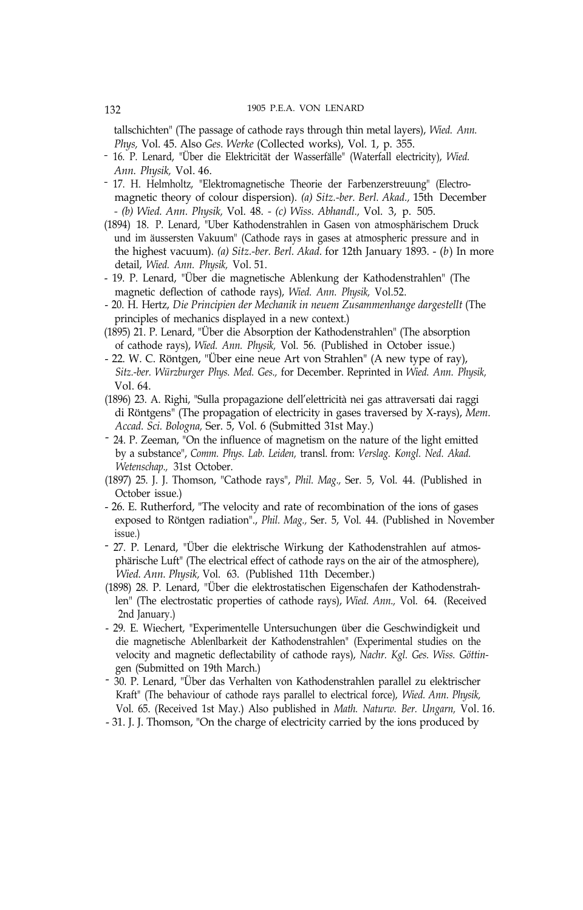tallschichten" (The passage of cathode rays through thin metal layers), *Wied. Ann. Phys,* Vol. 45. Also *Ges. Werke* (Collected works), Vol. 1, p. 355.

- 16. P. Lenard, "Über die Elektricität der Wasserfälle" (Waterfall electricity), *Wied. Ann. Physik,* Vol. 46.
- 17. H. Helmholtz, "Elektromagnetische Theorie der Farbenzerstreuung" (Electromagnetic theory of colour dispersion). *(a) Sitz.-ber. Berl. Akad.,* 15th December - *(b) Wied. Ann. Physik,* Vol. 48. - *(c) Wiss. Abhandl.,* Vol. 3, p. 505.

(1894) 18. P. Lenard, "Über Kathodenstrahlen in Gasen von atmosphärischem Druck und im äussersten Vakuum" (Cathode rays in gases at atmospheric pressure and in the highest vacuum). *(a) Sitz.-ber. Berl. Akad.* for 12th January 1893. - (*b*) In more detail, *Wied. Ann. Physik,* Vol. 51.

- 19. P. Lenard, "Über die magnetische Ablenkung der Kathodenstrahlen" (The magnetic deflection of cathode rays), *Wied. Ann. Physik,* Vol.52.
- 20. H. Hertz, *Die Principien der Mechanik in neuem Zusammenhange dargestellt* (The principles of mechanics displayed in a new context.)

(1895) 21. P. Lenard, "Über die Absorption der Kathodenstrahlen" (The absorption of cathode rays), *Wied. Ann. Physik,* Vol. 56. (Published in October issue.)

- 22. W. C. Röntgen, "Über eine neue Art von Strahlen" (A new type of ray), *Sitz.-ber. Würzburger Phys. Med. Ges.,* for December. Reprinted in *Wied. Ann. Physik,* Vol. 64.

(1896) 23. A. Righi, "Sulla propagazione dell'elettricità nei gas attraversati dai raggi di Röntgens" (The propagation of electricity in gases traversed by X-rays), *Mem. Accad. Sci. Bologna,* Ser. 5, Vol. 6 (Submitted 31st May.)

- 24. P. Zeeman, "On the influence of magnetism on the nature of the light emitted by a substance", *Comm. Phys. Lab. Leiden,* transl. from: *Verslag. Kongl. Ned. Akad. Wetenschap.,* 31st October.

(1897) 25. J. J. Thomson, "Cathode rays", *Phil. Mag.,* Ser. 5, Vol. 44. (Published in October issue.)

- 26. E. Rutherford, "The velocity and rate of recombination of the ions of gases exposed to Röntgen radiation"., *Phil. Mag.,* Ser. 5, Vol. 44. (Published in November issue.)
- 27. P. Lenard, "Über die elektrische Wirkung der Kathodenstrahlen auf atmosphärische Luft" (The electrical effect of cathode rays on the air of the atmosphere), *Wied. Ann. Physik,* Vol. 63. (Published 11th December.)

(1898) 28. P. Lenard, "Über die elektrostatischen Eigenschafen der Kathodenstrahlen" (The electrostatic properties of cathode rays), *Wied. Ann.,* Vol. 64. (Received 2nd January.)

- 29. E. Wiechert, "Experimentelle Untersuchungen über die Geschwindigkeit und die magnetische Ablenlbarkeit der Kathodenstrahlen" (Experimental studies on the velocity and magnetic deflectability of cathode rays), *Nachr. Kgl. Ges. Wiss. Göttingen* (Submitted on 19th March.)
- 30. P. Lenard, "Über das Verhalten von Kathodenstrahlen parallel zu elektrischer Kraft" (The behaviour of cathode rays parallel to electrical force), *Wied. Ann. Physik,* Vol. 65. (Received 1st May.) Also published in *Math. Naturw. Ber. Ungarn,* Vol. 16.
- 31. J. J. Thomson, "On the charge of electricity carried by the ions produced by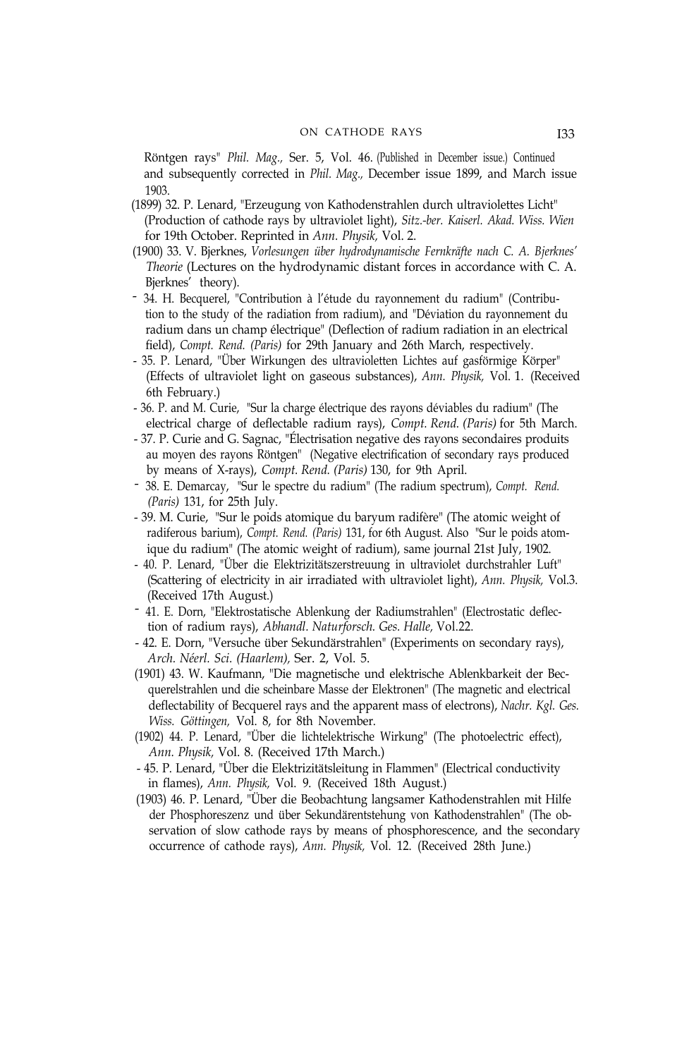Röntgen rays" *Phil. Mag.,* Ser. 5, Vol. 46. (Published in December issue.) Continued and subsequently corrected in *Phil. Mag.,* December issue 1899, and March issue 1903.

(1899) 32. P. Lenard, "Erzeugung von Kathodenstrahlen durch ultraviolettes Licht" (Production of cathode rays by ultraviolet light), *Sitz.-ber. Kaiserl. Akad. Wiss. Wien* for 19th October. Reprinted in *Ann. Physik,* Vol. 2.

(1900) 33. V. Bjerknes, *Vorlesungen über hydrodynamische Fernkräfte nach C. A. Bjerknes' Theorie* (Lectures on the hydrodynamic distant forces in accordance with C. A. Bjerknes' theory).

- 34. H. Becquerel, "Contribution à l'étude du rayonnement du radium" (Contribution to the study of the radiation from radium), and "Déviation du rayonnement du radium dans un champ électrique" (Deflection of radium radiation in an electrical field), *Compt. Rend. (Paris)* for 29th January and 26th March, respectively.
- 35. P. Lenard, "Über Wirkungen des ultravioletten Lichtes auf gasförmige Körper" (Effects of ultraviolet light on gaseous substances), *Ann. Physik,* Vol. 1. (Received 6th February.)
- 36. P. and M. Curie, "Sur la charge électrique des rayons déviables du radium" (The electrical charge of deflectable radium rays), *Compt. Rend. (Paris)* for 5th March.
- 37. P. Curie and G. Sagnac, "Électrisation negative des rayons secondaires produits au moyen des rayons Röntgen" (Negative electrification of secondary rays produced by means of X-rays), *Compt. Rend. (Paris)* 130, for 9th April.
- 38. E. Demarcay, "Sur le spectre du radium" (The radium spectrum), *Compt. Rend. (Paris)* 131, for 25th July.
- 39. M. Curie, "Sur le poids atomique du baryum radifère" (The atomic weight of radiferous barium), *Compt. Rend. (Paris)* 131, for 6th August. Also "Sur le poids atomique du radium" (The atomic weight of radium), same journal 21st July, 1902.
- 40. P. Lenard, "Über die Elektrizitätszerstreuung in ultraviolet durchstrahler Luft" (Scattering of electricity in air irradiated with ultraviolet light), *Ann. Physik,* Vol.3. (Received 17th August.)
- 41. E. Dorn, "Elektrostatische Ablenkung der Radiumstrahlen" (Electrostatic deflection of radium rays), *Abhandl. Naturforsch. Ges. Halle,* Vol.22.
- 42. E. Dorn, "Versuche über Sekundärstrahlen" (Experiments on secondary rays), *Arch. Néerl. Sci. (Haarlem),* Ser. 2, Vol. 5.

(1901) 43. W. Kaufmann, "Die magnetische und elektrische Ablenkbarkeit der Becquerelstrahlen und die scheinbare Masse der Elektronen" (The magnetic and electrical deflectability of Becquerel rays and the apparent mass of electrons), *Nachr. Kgl. Ges. Wiss. Göttingen,* Vol. 8, for 8th November.

(1902) 44. P. Lenard, "Über die lichtelektrische Wirkung" (The photoelectric effect), *Ann. Physik,* Vol. 8. (Received 17th March.)

- 45. P. Lenard, "Über die Elektrizitätsleitung in Flammen" (Electrical conductivity in flames), *Ann. Physik,* Vol. 9. (Received 18th August.)

(1903) 46. P. Lenard, "Über die Beobachtung langsamer Kathodenstrahlen mit Hilfe der Phosphoreszenz und über Sekundärentstehung von Kathodenstrahlen" (The observation of slow cathode rays by means of phosphorescence, and the secondary occurrence of cathode rays), *Ann. Physik,* Vol. 12. (Received 28th June.)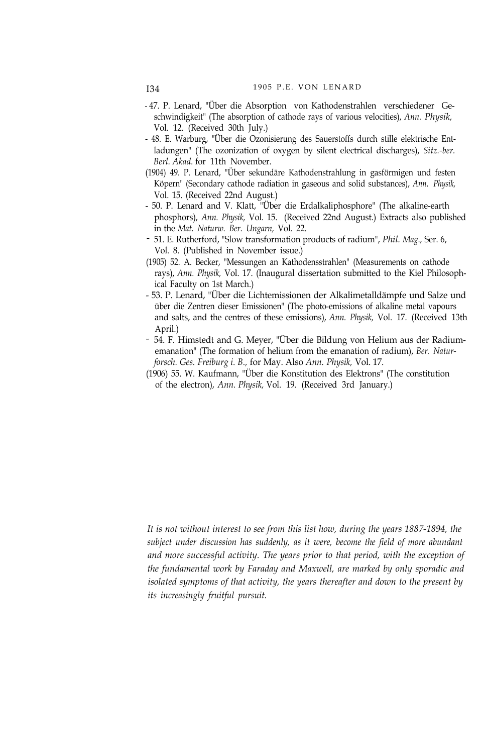- 47. P. Lenard, "Über die Absorption von Kathodenstrahlen verschiedener Geschwindigkeit" (The absorption of cathode rays of various velocities), *Ann. Physik*, Vol. 12. (Received 30th July.)

- 48. E. Warburg, "Über die Ozonisierung des Sauerstoffs durch stille elektrische Entladungen" (The ozonization of oxygen by silent electrical discharges), *Sitz.-ber. Berl. Akad.* for 11th November.

(1904) 49. P. Lenard, "Über sekundäre Kathodenstrahlung in gasförmigen und festen Köpern" (Secondary cathode radiation in gaseous and solid substances), *Ann. Physik,* Vol. 15. (Received 22nd August.)

- 50. P. Lenard and V. Klatt, "Über die Erdalkaliphosphore" (The alkaline-earth phosphors), *Ann. Physik,* Vol. 15. (Received 22nd August.) Extracts also published in the *Mat. Naturw. Ber. Ungarn,* Vol. 22.

- 51. E. Rutherford, "Slow transformation products of radium", *Phil. Mag.*, Ser. 6, Vol. 8. (Published in November issue.)

(1905) 52. A. Becker, "Messungen an Kathodensstrahlen" (Measurements on cathode rays), *Ann. Physik,* Vol. 17. (Inaugural dissertation submitted to the Kiel Philosophical Faculty on 1st March.)

- 53. P. Lenard, "Über die Lichtemissionen der Alkalimetalldämpfe und Salze und über die Zentren dieser Emissionen" (The photo-emissions of alkaline metal vapours and salts, and the centres of these emissions), *Ann. Physik,* Vol. 17. (Received 13th April.)

- 54. F. Himstedt and G. Meyer, "Über die Bildung von Helium aus der Radiumemanation" (The formation of helium from the emanation of radium), *Ber. Naturforsch. Ges. Freiburg i. B.,* for May. Also *Ann. Physik,* Vol. 17.

(1906) 55. W. Kaufmann, "Über die Konstitution des Elektrons" (The constitution of the electron), *Ann. Physik,* Vol. 19. (Received 3rd January.)

*It is not without interest to see from this list how, during the years 1887-1894, the subject under discussion has suddenly, as it were, become the field of more abundant and more successful activity. The years prior to that period, with the exception of the fundamental work by Faraday and Maxwell, are marked by only sporadic and isolated symptoms of that activity, the years thereafter and down to the present by its increasingly fruitful pursuit.*